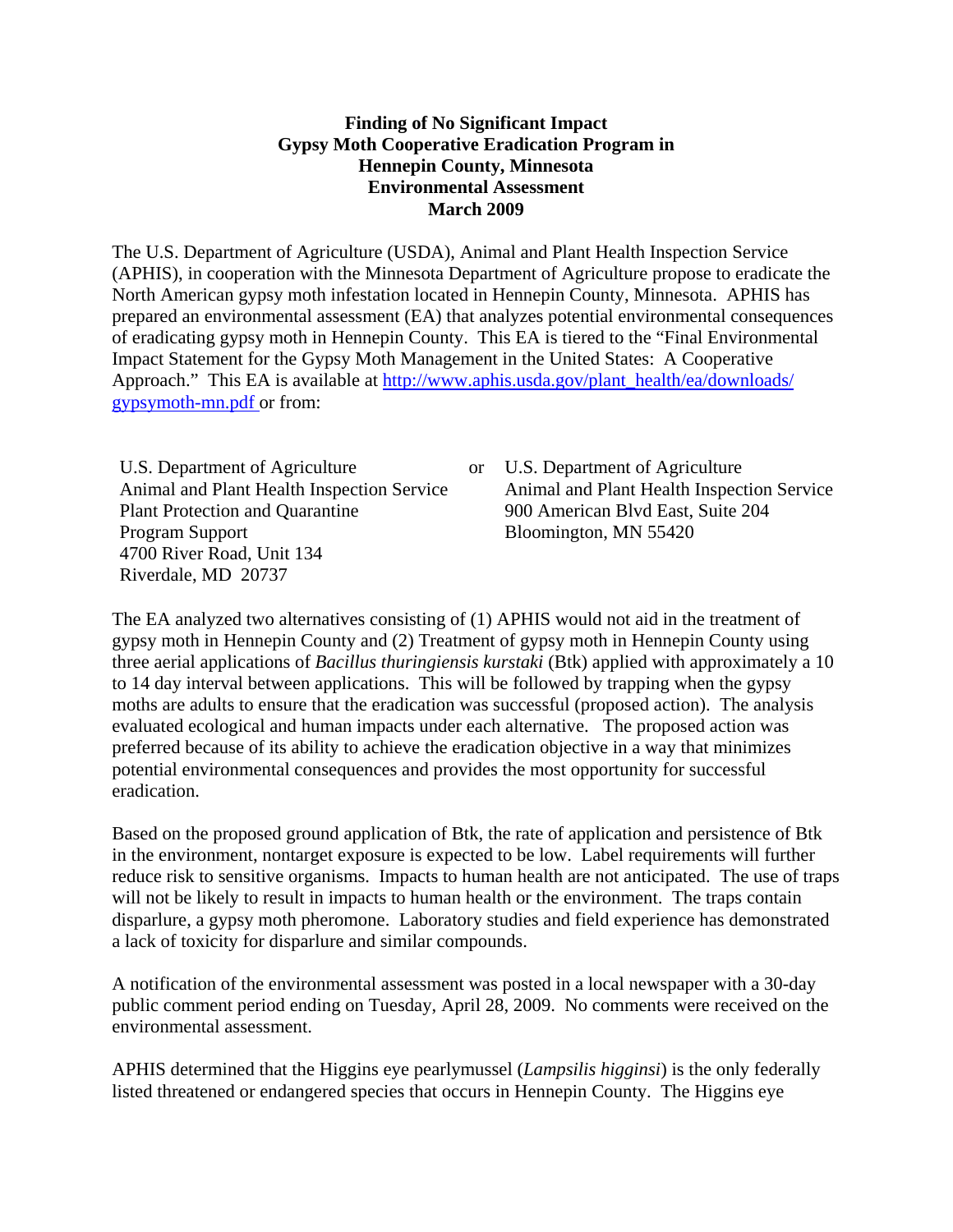**Finding of No Significant Impact**
**Gypsy Moth Cooperative Eradication Program in**
**Hennepin County, Minnesota**
**Environmental Assessment**
**March 2009**

The U.S. Department of Agriculture (USDA), Animal and Plant Health Inspection Service (APHIS), in cooperation with the Minnesota Department of Agriculture propose to eradicate the North American gypsy moth infestation located in Hennepin County, Minnesota. APHIS has prepared an environmental assessment (EA) that analyzes potential environmental consequences of eradicating gypsy moth in Hennepin County. This EA is tiered to the "Final Environmental Impact Statement for the Gypsy Moth Management in the United States: A Cooperative Approach." This EA is available at http://www.aphis.usda.gov/plant_health/ea/downloads/gypsymoth-mn.pdf or from:

U.S. Department of Agriculture
Animal and Plant Health Inspection Service
Plant Protection and Quarantine
Program Support
4700 River Road, Unit 134
Riverdale, MD 20737

or

U.S. Department of Agriculture
Animal and Plant Health Inspection Service
900 American Blvd East, Suite 204
Bloomington, MN 55420

The EA analyzed two alternatives consisting of (1) APHIS would not aid in the treatment of gypsy moth in Hennepin County and (2) Treatment of gypsy moth in Hennepin County using three aerial applications of *Bacillus thuringiensis kurstaki* (Btk) applied with approximately a 10 to 14 day interval between applications. This will be followed by trapping when the gypsy moths are adults to ensure that the eradication was successful (proposed action). The analysis evaluated ecological and human impacts under each alternative. The proposed action was preferred because of its ability to achieve the eradication objective in a way that minimizes potential environmental consequences and provides the most opportunity for successful eradication.

Based on the proposed ground application of Btk, the rate of application and persistence of Btk in the environment, nontarget exposure is expected to be low. Label requirements will further reduce risk to sensitive organisms. Impacts to human health are not anticipated. The use of traps will not be likely to result in impacts to human health or the environment. The traps contain disparlure, a gypsy moth pheromone. Laboratory studies and field experience has demonstrated a lack of toxicity for disparlure and similar compounds.

A notification of the environmental assessment was posted in a local newspaper with a 30-day public comment period ending on Tuesday, April 28, 2009. No comments were received on the environmental assessment.

APHIS determined that the Higgins eye pearlymussel (*Lampsilis higginsi*) is the only federally listed threatened or endangered species that occurs in Hennepin County. The Higgins eye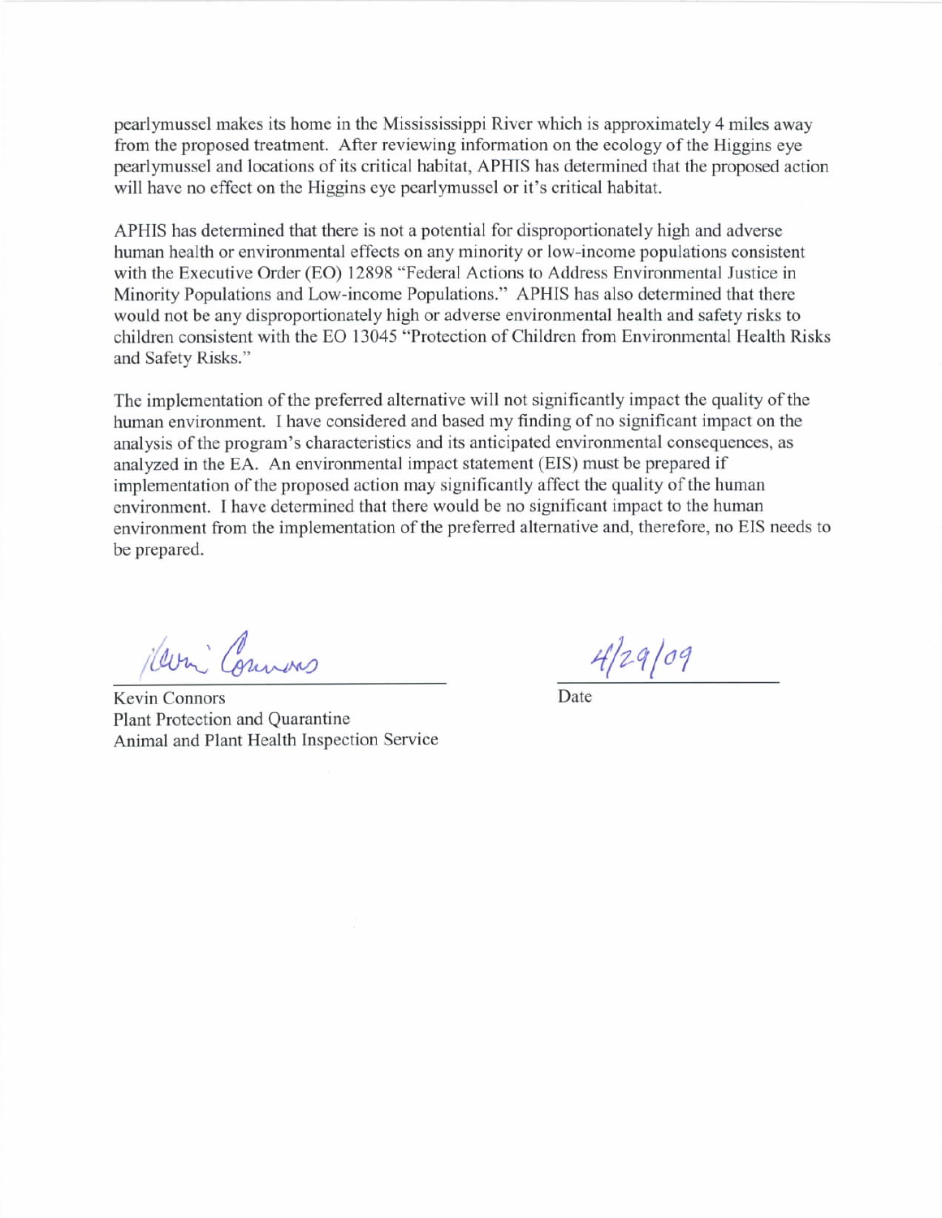pearlymussel makes its home in the Mississississippi River which is approximately 4 miles away from the proposed treatment. After reviewing information on the ecology of the Higgins eye pearlymussel and locations of its critical habitat, APHIS has determined that the proposed action will have no effect on the Higgins eye pearlymussel or it's critical habitat.

APHIS has determined that there is not a potential for disproportionately high and adverse human health or environmental effects on any minority or low-income populations consistent with the Executive Order (EO) 12898 "Federal Actions to Address Environmental Justice in Minority Populations and Low-income Populations." APHIS has also determined that there would not be any disproportionately high or adverse environmental health and safety risks to children consistent with the EO 13045 "Protection of Children from Environmental Health Risks and Safety Risks."

The implementation of the preferred alternative will not significantly impact the quality of the human environment. I have considered and based my finding of no significant impact on the analysis of the program's characteristics and its anticipated environmental consequences, as analyzed in the EA. An environmental impact statement (EIS) must be prepared if implementation of the proposed action may significantly affect the quality of the human environment. I have determined that there would be no significant impact to the human environment from the implementation of the preferred alternative and, therefore, no EIS needs to be prepared.

Kevin Connors
Plant Protection and Quarantine
Animal and Plant Health Inspection Service

4/29/09
Date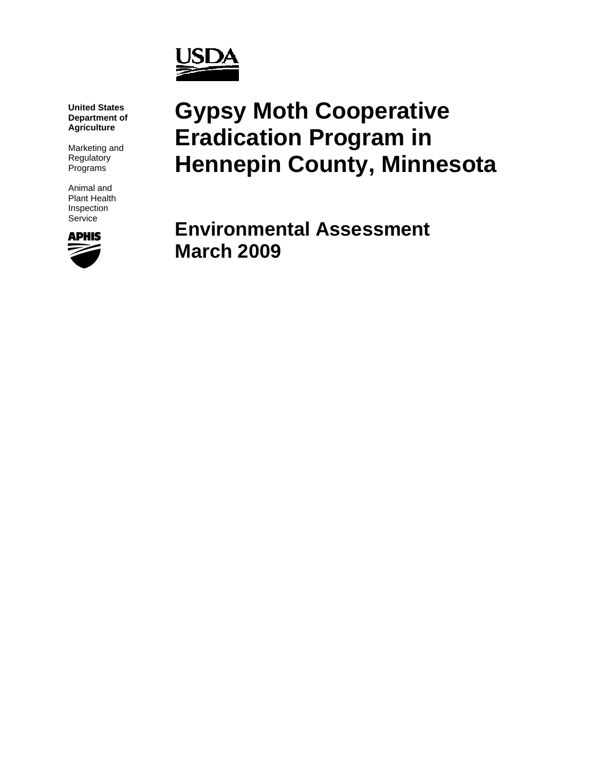USDA

**United States Department of Agriculture**

Marketing and Regulatory Programs

Animal and Plant Health Inspection Service

APHIS

# Gypsy Moth Cooperative Eradication Program in Hennepin County, Minnesota

## Environmental Assessment March 2009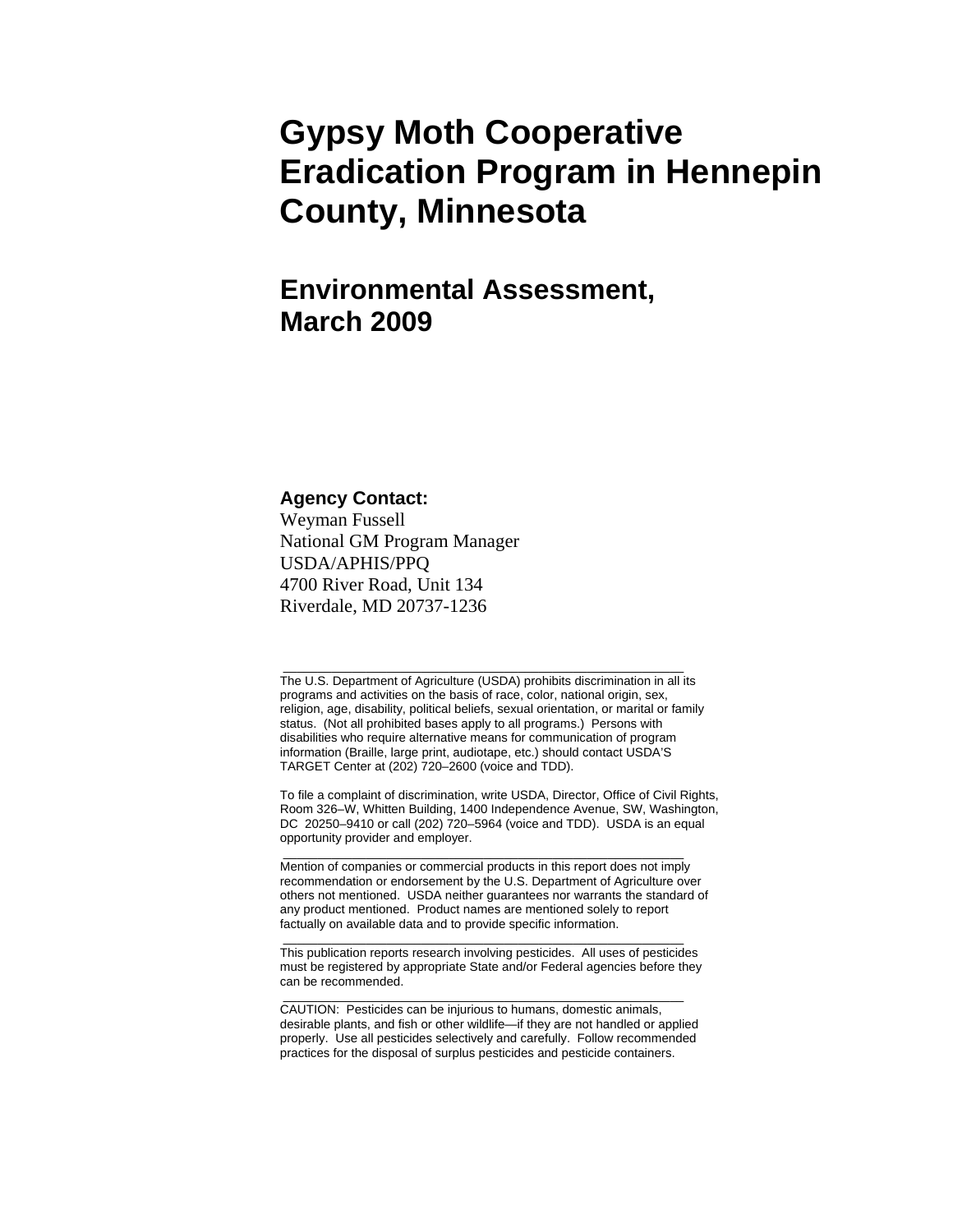# Gypsy Moth Cooperative Eradication Program in Hennepin County, Minnesota

## Environmental Assessment, March 2009

**Agency Contact:**
Weyman Fussell
National GM Program Manager
USDA/APHIS/PPQ
4700 River Road, Unit 134
Riverdale, MD 20737-1236

---

The U.S. Department of Agriculture (USDA) prohibits discrimination in all its programs and activities on the basis of race, color, national origin, sex, religion, age, disability, political beliefs, sexual orientation, or marital or family status. (Not all prohibited bases apply to all programs.) Persons with disabilities who require alternative means for communication of program information (Braille, large print, audiotape, etc.) should contact USDA'S TARGET Center at (202) 720–2600 (voice and TDD).

To file a complaint of discrimination, write USDA, Director, Office of Civil Rights, Room 326–W, Whitten Building, 1400 Independence Avenue, SW, Washington, DC 20250–9410 or call (202) 720–5964 (voice and TDD). USDA is an equal opportunity provider and employer.

---

Mention of companies or commercial products in this report does not imply recommendation or endorsement by the U.S. Department of Agriculture over others not mentioned. USDA neither guarantees nor warrants the standard of any product mentioned. Product names are mentioned solely to report factually on available data and to provide specific information.

---

This publication reports research involving pesticides. All uses of pesticides must be registered by appropriate State and/or Federal agencies before they can be recommended.

---

CAUTION: Pesticides can be injurious to humans, domestic animals, desirable plants, and fish or other wildlife—if they are not handled or applied properly. Use all pesticides selectively and carefully. Follow recommended practices for the disposal of surplus pesticides and pesticide containers.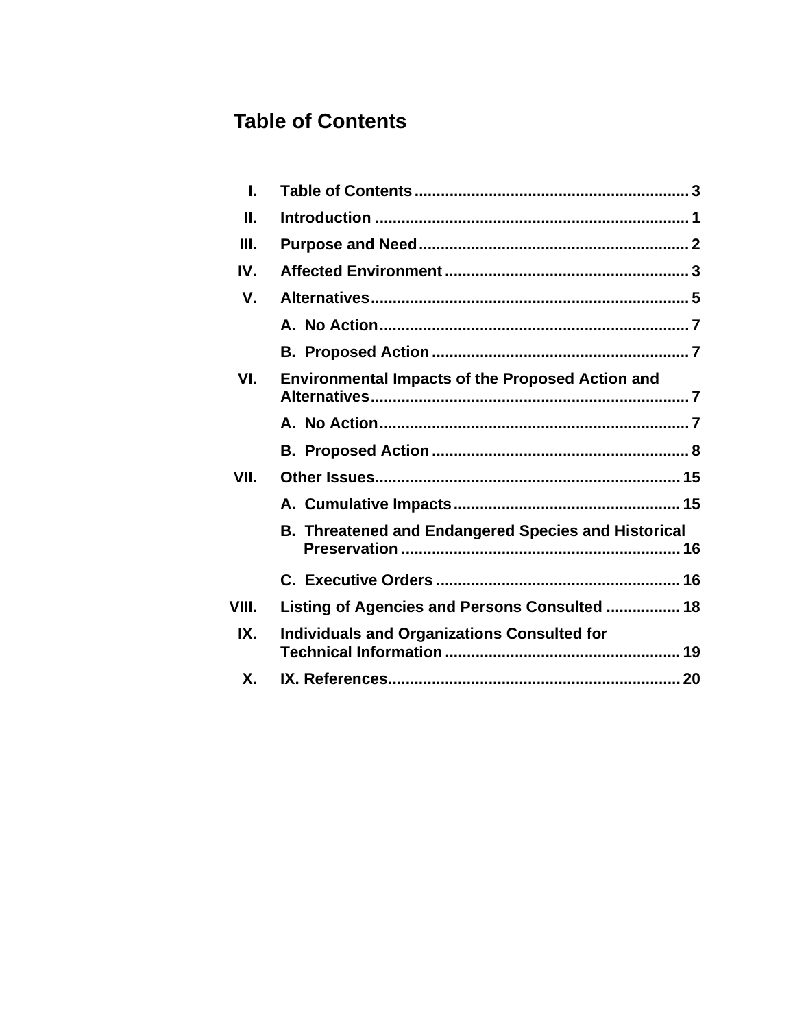# Table of Contents

I. Table of Contents ... 3

II. Introduction ... 1

III. Purpose and Need ... 2

IV. Affected Environment ... 3

V. Alternatives ... 5

- A. No Action ... 7
- B. Proposed Action ... 7

VI. Environmental Impacts of the Proposed Action and Alternatives ... 7

- A. No Action ... 7
- B. Proposed Action ... 8

VII. Other Issues ... 15

- A. Cumulative Impacts ... 15
- B. Threatened and Endangered Species and Historical Preservation ... 16
- C. Executive Orders ... 16

VIII. Listing of Agencies and Persons Consulted ... 18

IX. Individuals and Organizations Consulted for Technical Information ... 19

X. IX. References ... 20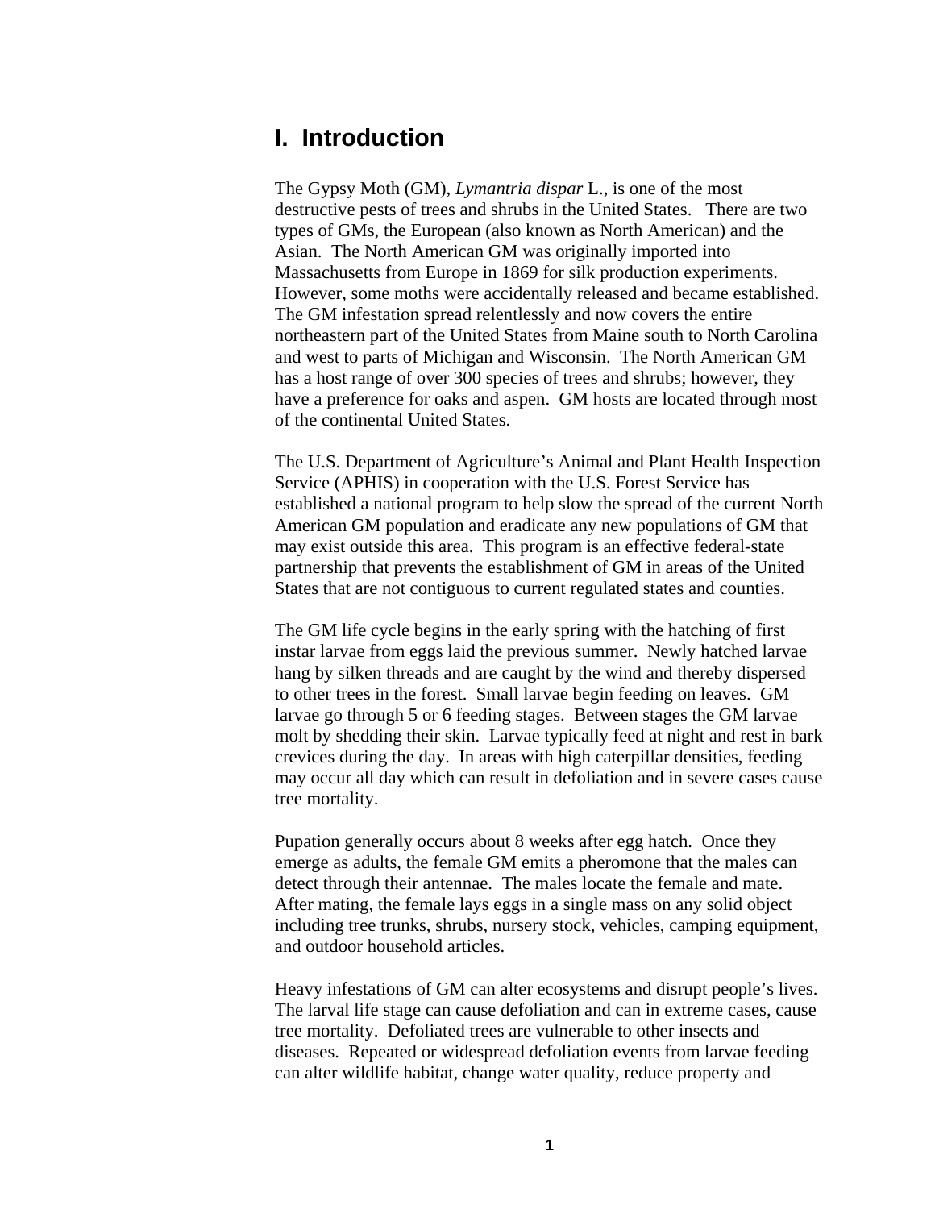# I. Introduction

The Gypsy Moth (GM), *Lymantria dispar* L., is one of the most destructive pests of trees and shrubs in the United States. There are two types of GMs, the European (also known as North American) and the Asian. The North American GM was originally imported into Massachusetts from Europe in 1869 for silk production experiments. However, some moths were accidentally released and became established. The GM infestation spread relentlessly and now covers the entire northeastern part of the United States from Maine south to North Carolina and west to parts of Michigan and Wisconsin. The North American GM has a host range of over 300 species of trees and shrubs; however, they have a preference for oaks and aspen. GM hosts are located through most of the continental United States.

The U.S. Department of Agriculture's Animal and Plant Health Inspection Service (APHIS) in cooperation with the U.S. Forest Service has established a national program to help slow the spread of the current North American GM population and eradicate any new populations of GM that may exist outside this area. This program is an effective federal-state partnership that prevents the establishment of GM in areas of the United States that are not contiguous to current regulated states and counties.

The GM life cycle begins in the early spring with the hatching of first instar larvae from eggs laid the previous summer. Newly hatched larvae hang by silken threads and are caught by the wind and thereby dispersed to other trees in the forest. Small larvae begin feeding on leaves. GM larvae go through 5 or 6 feeding stages. Between stages the GM larvae molt by shedding their skin. Larvae typically feed at night and rest in bark crevices during the day. In areas with high caterpillar densities, feeding may occur all day which can result in defoliation and in severe cases cause tree mortality.

Pupation generally occurs about 8 weeks after egg hatch. Once they emerge as adults, the female GM emits a pheromone that the males can detect through their antennae. The males locate the female and mate. After mating, the female lays eggs in a single mass on any solid object including tree trunks, shrubs, nursery stock, vehicles, camping equipment, and outdoor household articles.

Heavy infestations of GM can alter ecosystems and disrupt people's lives. The larval life stage can cause defoliation and can in extreme cases, cause tree mortality. Defoliated trees are vulnerable to other insects and diseases. Repeated or widespread defoliation events from larvae feeding can alter wildlife habitat, change water quality, reduce property and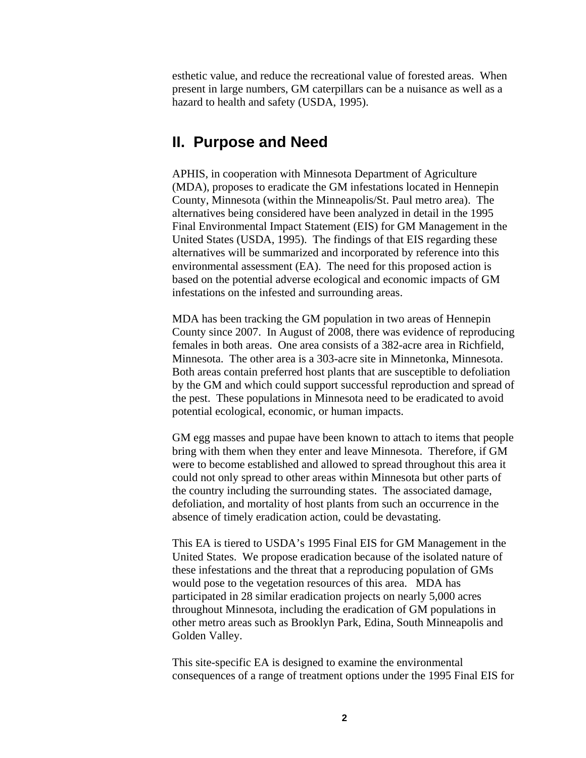esthetic value, and reduce the recreational value of forested areas. When present in large numbers, GM caterpillars can be a nuisance as well as a hazard to health and safety (USDA, 1995).

## II. Purpose and Need

APHIS, in cooperation with Minnesota Department of Agriculture (MDA), proposes to eradicate the GM infestations located in Hennepin County, Minnesota (within the Minneapolis/St. Paul metro area). The alternatives being considered have been analyzed in detail in the 1995 Final Environmental Impact Statement (EIS) for GM Management in the United States (USDA, 1995). The findings of that EIS regarding these alternatives will be summarized and incorporated by reference into this environmental assessment (EA). The need for this proposed action is based on the potential adverse ecological and economic impacts of GM infestations on the infested and surrounding areas.

MDA has been tracking the GM population in two areas of Hennepin County since 2007. In August of 2008, there was evidence of reproducing females in both areas. One area consists of a 382-acre area in Richfield, Minnesota. The other area is a 303-acre site in Minnetonka, Minnesota. Both areas contain preferred host plants that are susceptible to defoliation by the GM and which could support successful reproduction and spread of the pest. These populations in Minnesota need to be eradicated to avoid potential ecological, economic, or human impacts.

GM egg masses and pupae have been known to attach to items that people bring with them when they enter and leave Minnesota. Therefore, if GM were to become established and allowed to spread throughout this area it could not only spread to other areas within Minnesota but other parts of the country including the surrounding states. The associated damage, defoliation, and mortality of host plants from such an occurrence in the absence of timely eradication action, could be devastating.

This EA is tiered to USDA's 1995 Final EIS for GM Management in the United States. We propose eradication because of the isolated nature of these infestations and the threat that a reproducing population of GMs would pose to the vegetation resources of this area. MDA has participated in 28 similar eradication projects on nearly 5,000 acres throughout Minnesota, including the eradication of GM populations in other metro areas such as Brooklyn Park, Edina, South Minneapolis and Golden Valley.

This site-specific EA is designed to examine the environmental consequences of a range of treatment options under the 1995 Final EIS for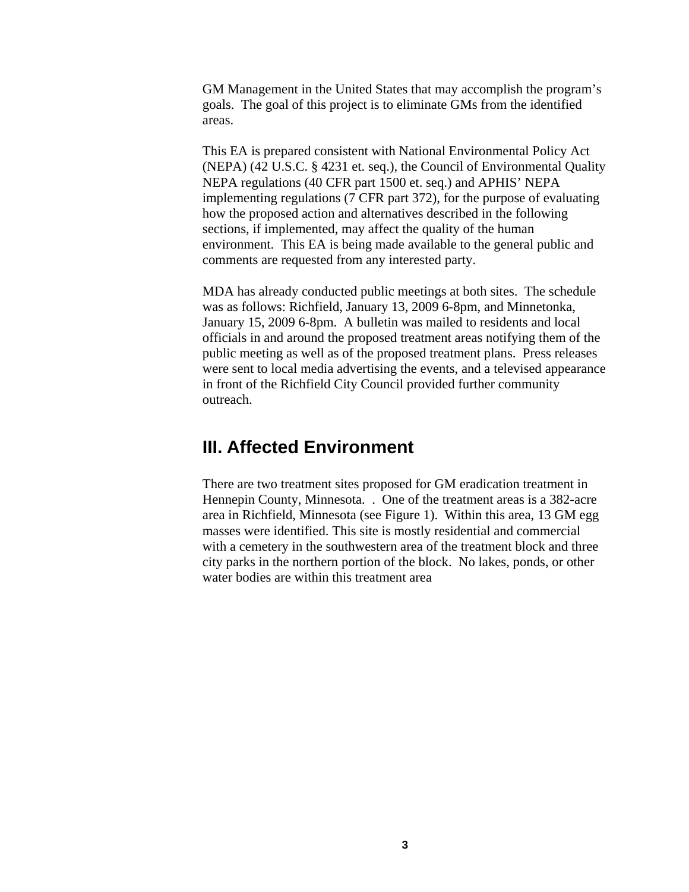GM Management in the United States that may accomplish the program's goals. The goal of this project is to eliminate GMs from the identified areas.

This EA is prepared consistent with National Environmental Policy Act (NEPA) (42 U.S.C. § 4231 et. seq.), the Council of Environmental Quality NEPA regulations (40 CFR part 1500 et. seq.) and APHIS' NEPA implementing regulations (7 CFR part 372), for the purpose of evaluating how the proposed action and alternatives described in the following sections, if implemented, may affect the quality of the human environment. This EA is being made available to the general public and comments are requested from any interested party.

MDA has already conducted public meetings at both sites. The schedule was as follows: Richfield, January 13, 2009 6-8pm, and Minnetonka, January 15, 2009 6-8pm. A bulletin was mailed to residents and local officials in and around the proposed treatment areas notifying them of the public meeting as well as of the proposed treatment plans. Press releases were sent to local media advertising the events, and a televised appearance in front of the Richfield City Council provided further community outreach.

## III. Affected Environment

There are two treatment sites proposed for GM eradication treatment in Hennepin County, Minnesota. . One of the treatment areas is a 382-acre area in Richfield, Minnesota (see Figure 1). Within this area, 13 GM egg masses were identified. This site is mostly residential and commercial with a cemetery in the southwestern area of the treatment block and three city parks in the northern portion of the block. No lakes, ponds, or other water bodies are within this treatment area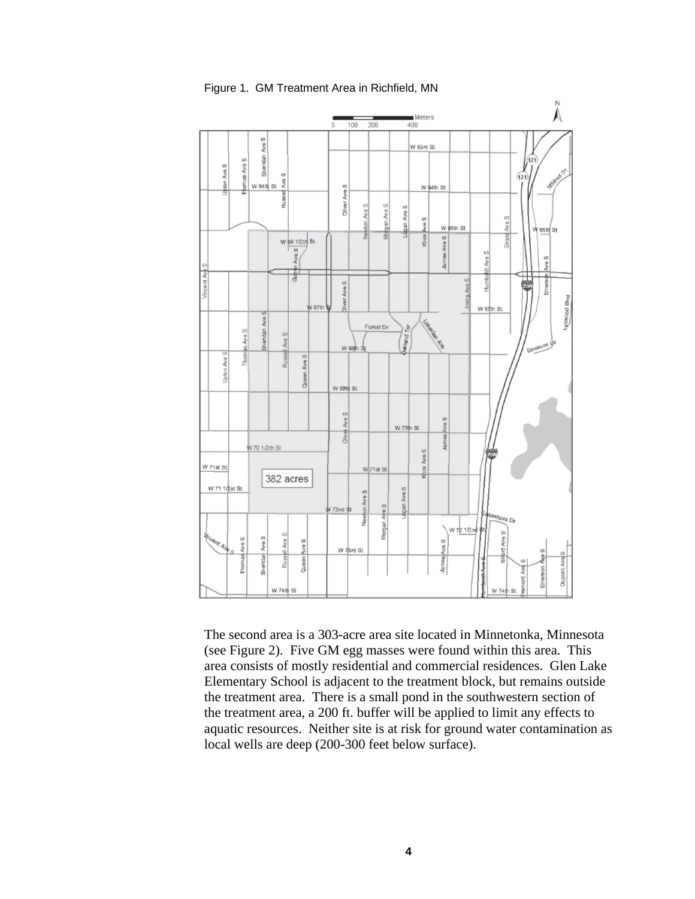Figure 1. GM Treatment Area in Richfield, MN

The second area is a 303-acre area site located in Minnetonka, Minnesota (see Figure 2). Five GM egg masses were found within this area. This area consists of mostly residential and commercial residences. Glen Lake Elementary School is adjacent to the treatment block, but remains outside the treatment area. There is a small pond in the southwestern section of the treatment area, a 200 ft. buffer will be applied to limit any effects to aquatic resources. Neither site is at risk for ground water contamination as local wells are deep (200-300 feet below surface).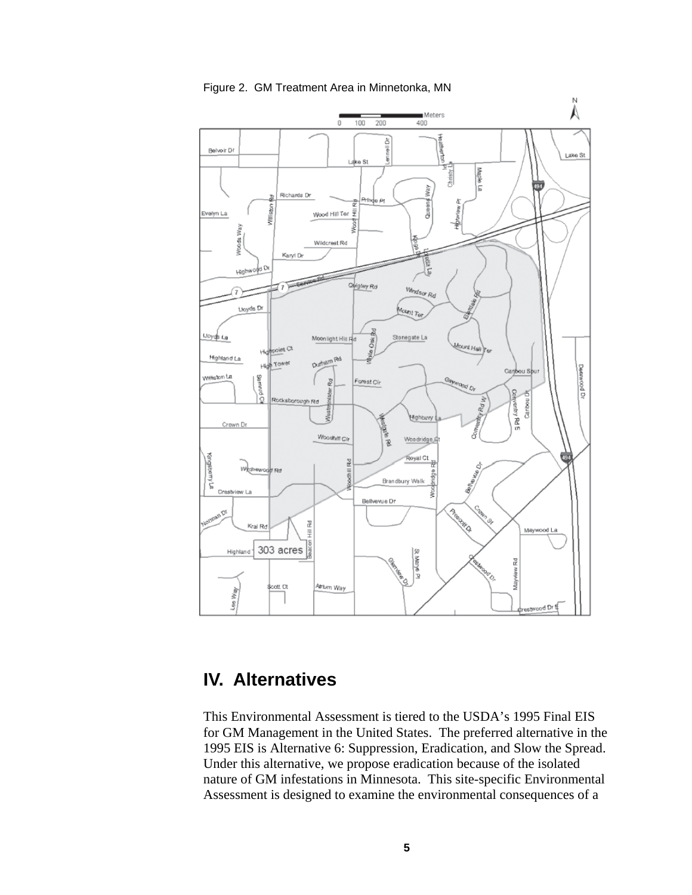Figure 2. GM Treatment Area in Minnetonka, MN

## IV. Alternatives

This Environmental Assessment is tiered to the USDA's 1995 Final EIS for GM Management in the United States. The preferred alternative in the 1995 EIS is Alternative 6: Suppression, Eradication, and Slow the Spread. Under this alternative, we propose eradication because of the isolated nature of GM infestations in Minnesota. This site-specific Environmental Assessment is designed to examine the environmental consequences of a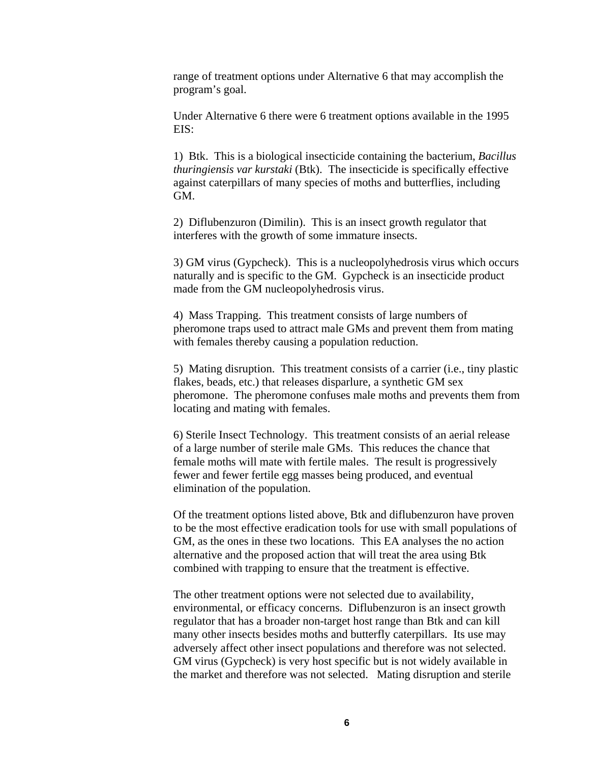range of treatment options under Alternative 6 that may accomplish the program's goal.

Under Alternative 6 there were 6 treatment options available in the 1995 EIS:

1) Btk. This is a biological insecticide containing the bacterium, *Bacillus thuringiensis var kurstaki* (Btk). The insecticide is specifically effective against caterpillars of many species of moths and butterflies, including GM.

2) Diflubenzuron (Dimilin). This is an insect growth regulator that interferes with the growth of some immature insects.

3) GM virus (Gypcheck). This is a nucleopolyhedrosis virus which occurs naturally and is specific to the GM. Gypcheck is an insecticide product made from the GM nucleopolyhedrosis virus.

4) Mass Trapping. This treatment consists of large numbers of pheromone traps used to attract male GMs and prevent them from mating with females thereby causing a population reduction.

5) Mating disruption. This treatment consists of a carrier (i.e., tiny plastic flakes, beads, etc.) that releases disparlure, a synthetic GM sex pheromone. The pheromone confuses male moths and prevents them from locating and mating with females.

6) Sterile Insect Technology. This treatment consists of an aerial release of a large number of sterile male GMs. This reduces the chance that female moths will mate with fertile males. The result is progressively fewer and fewer fertile egg masses being produced, and eventual elimination of the population.

Of the treatment options listed above, Btk and diflubenzuron have proven to be the most effective eradication tools for use with small populations of GM, as the ones in these two locations. This EA analyses the no action alternative and the proposed action that will treat the area using Btk combined with trapping to ensure that the treatment is effective.

The other treatment options were not selected due to availability, environmental, or efficacy concerns. Diflubenzuron is an insect growth regulator that has a broader non-target host range than Btk and can kill many other insects besides moths and butterfly caterpillars. Its use may adversely affect other insect populations and therefore was not selected. GM virus (Gypcheck) is very host specific but is not widely available in the market and therefore was not selected. Mating disruption and sterile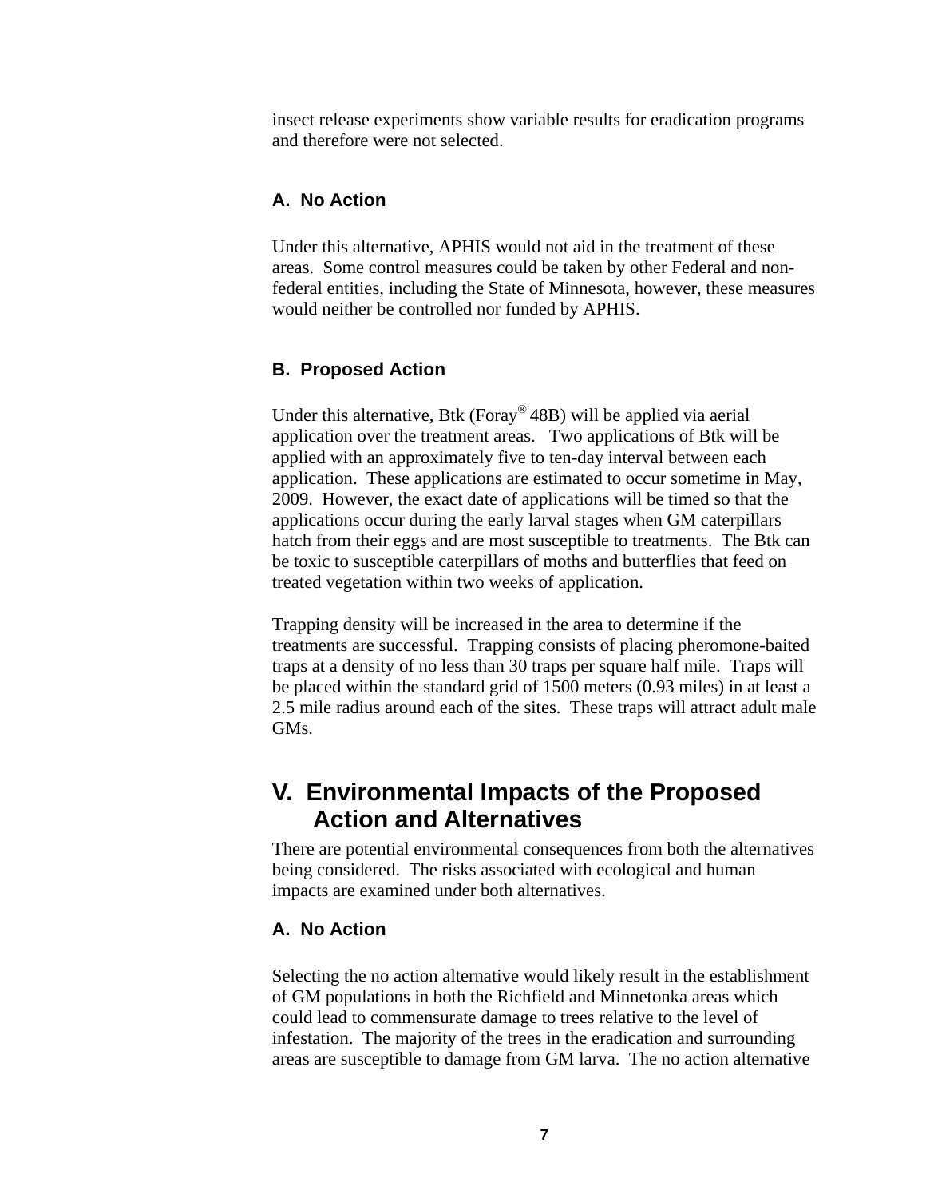insect release experiments show variable results for eradication programs and therefore were not selected.

### A. No Action

Under this alternative, APHIS would not aid in the treatment of these areas. Some control measures could be taken by other Federal and non-federal entities, including the State of Minnesota, however, these measures would neither be controlled nor funded by APHIS.

### B. Proposed Action

Under this alternative, Btk (Foray® 48B) will be applied via aerial application over the treatment areas. Two applications of Btk will be applied with an approximately five to ten-day interval between each application. These applications are estimated to occur sometime in May, 2009. However, the exact date of applications will be timed so that the applications occur during the early larval stages when GM caterpillars hatch from their eggs and are most susceptible to treatments. The Btk can be toxic to susceptible caterpillars of moths and butterflies that feed on treated vegetation within two weeks of application.

Trapping density will be increased in the area to determine if the treatments are successful. Trapping consists of placing pheromone-baited traps at a density of no less than 30 traps per square half mile. Traps will be placed within the standard grid of 1500 meters (0.93 miles) in at least a 2.5 mile radius around each of the sites. These traps will attract adult male GMs.

## V. Environmental Impacts of the Proposed Action and Alternatives

There are potential environmental consequences from both the alternatives being considered. The risks associated with ecological and human impacts are examined under both alternatives.

### A. No Action

Selecting the no action alternative would likely result in the establishment of GM populations in both the Richfield and Minnetonka areas which could lead to commensurate damage to trees relative to the level of infestation. The majority of the trees in the eradication and surrounding areas are susceptible to damage from GM larva. The no action alternative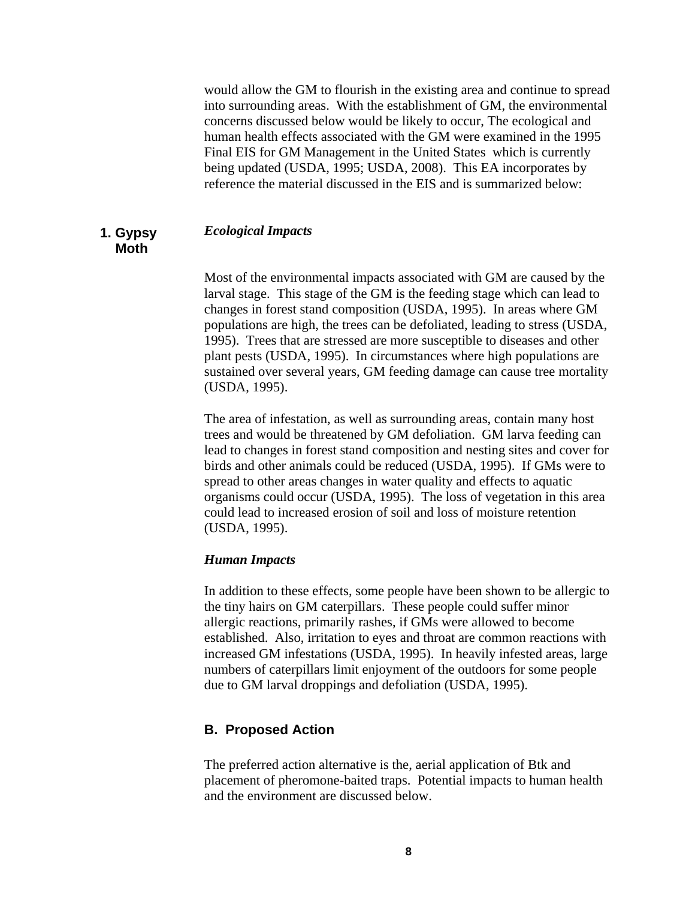would allow the GM to flourish in the existing area and continue to spread into surrounding areas. With the establishment of GM, the environmental concerns discussed below would be likely to occur, The ecological and human health effects associated with the GM were examined in the 1995 Final EIS for GM Management in the United States which is currently being updated (USDA, 1995; USDA, 2008). This EA incorporates by reference the material discussed in the EIS and is summarized below:

### 1. Gypsy Moth

*Ecological Impacts*

Most of the environmental impacts associated with GM are caused by the larval stage. This stage of the GM is the feeding stage which can lead to changes in forest stand composition (USDA, 1995). In areas where GM populations are high, the trees can be defoliated, leading to stress (USDA, 1995). Trees that are stressed are more susceptible to diseases and other plant pests (USDA, 1995). In circumstances where high populations are sustained over several years, GM feeding damage can cause tree mortality (USDA, 1995).

The area of infestation, as well as surrounding areas, contain many host trees and would be threatened by GM defoliation. GM larva feeding can lead to changes in forest stand composition and nesting sites and cover for birds and other animals could be reduced (USDA, 1995). If GMs were to spread to other areas changes in water quality and effects to aquatic organisms could occur (USDA, 1995). The loss of vegetation in this area could lead to increased erosion of soil and loss of moisture retention (USDA, 1995).

*Human Impacts*

In addition to these effects, some people have been shown to be allergic to the tiny hairs on GM caterpillars. These people could suffer minor allergic reactions, primarily rashes, if GMs were allowed to become established. Also, irritation to eyes and throat are common reactions with increased GM infestations (USDA, 1995). In heavily infested areas, large numbers of caterpillars limit enjoyment of the outdoors for some people due to GM larval droppings and defoliation (USDA, 1995).

## B. Proposed Action

The preferred action alternative is the, aerial application of Btk and placement of pheromone-baited traps. Potential impacts to human health and the environment are discussed below.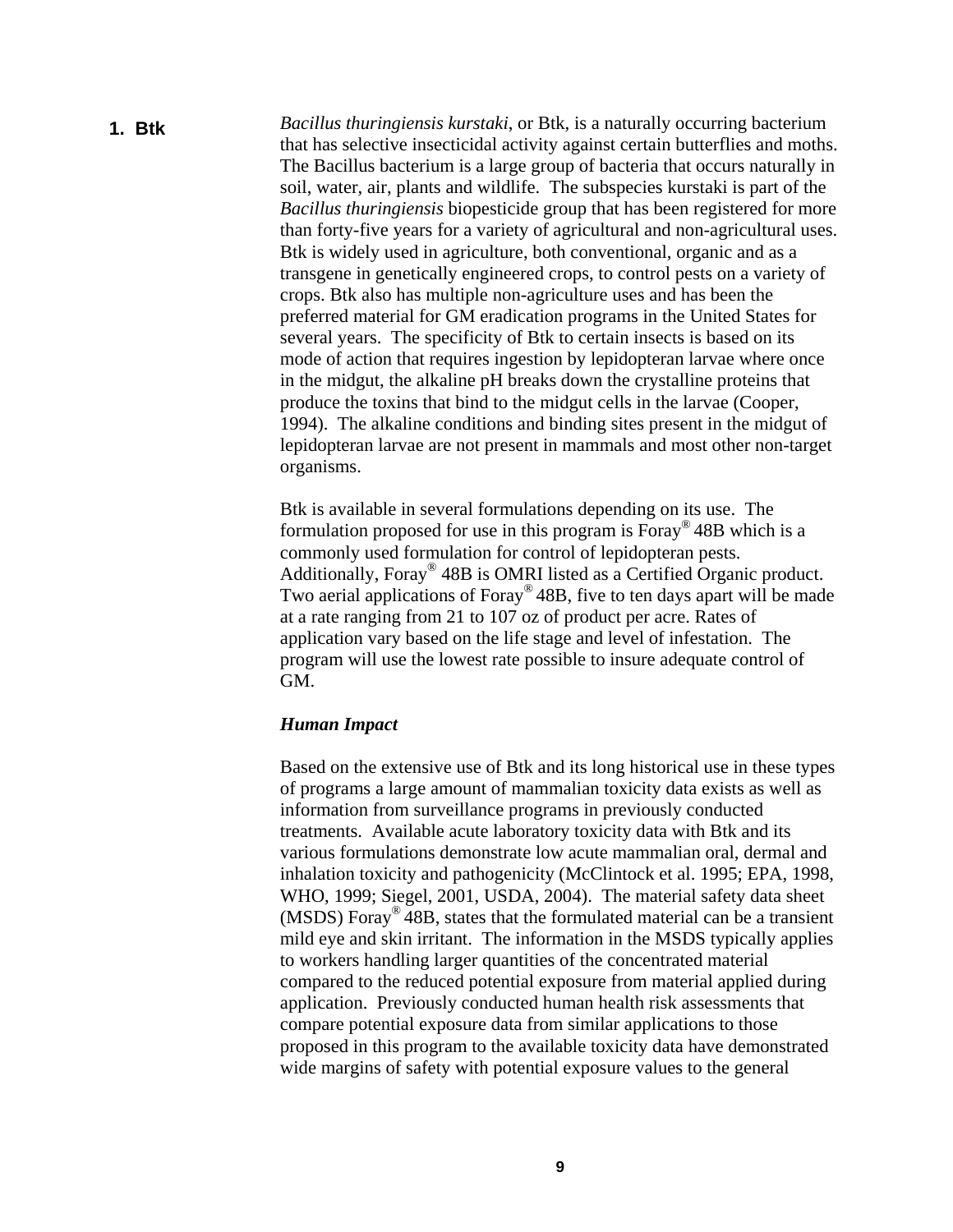## 1. Btk

*Bacillus thuringiengis kurstaki*, or Btk, is a naturally occurring bacterium that has selective insecticidal activity against certain butterflies and moths. The Bacillus bacterium is a large group of bacteria that occurs naturally in soil, water, air, plants and wildlife. The subspecies kurstaki is part of the *Bacillus thuringiensis* biopesticide group that has been registered for more than forty-five years for a variety of agricultural and non-agricultural uses. Btk is widely used in agriculture, both conventional, organic and as a transgene in genetically engineered crops, to control pests on a variety of crops. Btk also has multiple non-agriculture uses and has been the preferred material for GM eradication programs in the United States for several years. The specificity of Btk to certain insects is based on its mode of action that requires ingestion by lepidopteran larvae where once in the midgut, the alkaline pH breaks down the crystalline proteins that produce the toxins that bind to the midgut cells in the larvae (Cooper, 1994). The alkaline conditions and binding sites present in the midgut of lepidopteran larvae are not present in mammals and most other non-target organisms.

Btk is available in several formulations depending on its use. The formulation proposed for use in this program is Foray® 48B which is a commonly used formulation for control of lepidopteran pests. Additionally, Foray® 48B is OMRI listed as a Certified Organic product. Two aerial applications of Foray® 48B, five to ten days apart will be made at a rate ranging from 21 to 107 oz of product per acre. Rates of application vary based on the life stage and level of infestation. The program will use the lowest rate possible to insure adequate control of GM.

***Human Impact***

Based on the extensive use of Btk and its long historical use in these types of programs a large amount of mammalian toxicity data exists as well as information from surveillance programs in previously conducted treatments. Available acute laboratory toxicity data with Btk and its various formulations demonstrate low acute mammalian oral, dermal and inhalation toxicity and pathogenicity (McClintock et al. 1995; EPA, 1998, WHO, 1999; Siegel, 2001, USDA, 2004). The material safety data sheet (MSDS) Foray® 48B, states that the formulated material can be a transient mild eye and skin irritant. The information in the MSDS typically applies to workers handling larger quantities of the concentrated material compared to the reduced potential exposure from material applied during application. Previously conducted human health risk assessments that compare potential exposure data from similar applications to those proposed in this program to the available toxicity data have demonstrated wide margins of safety with potential exposure values to the general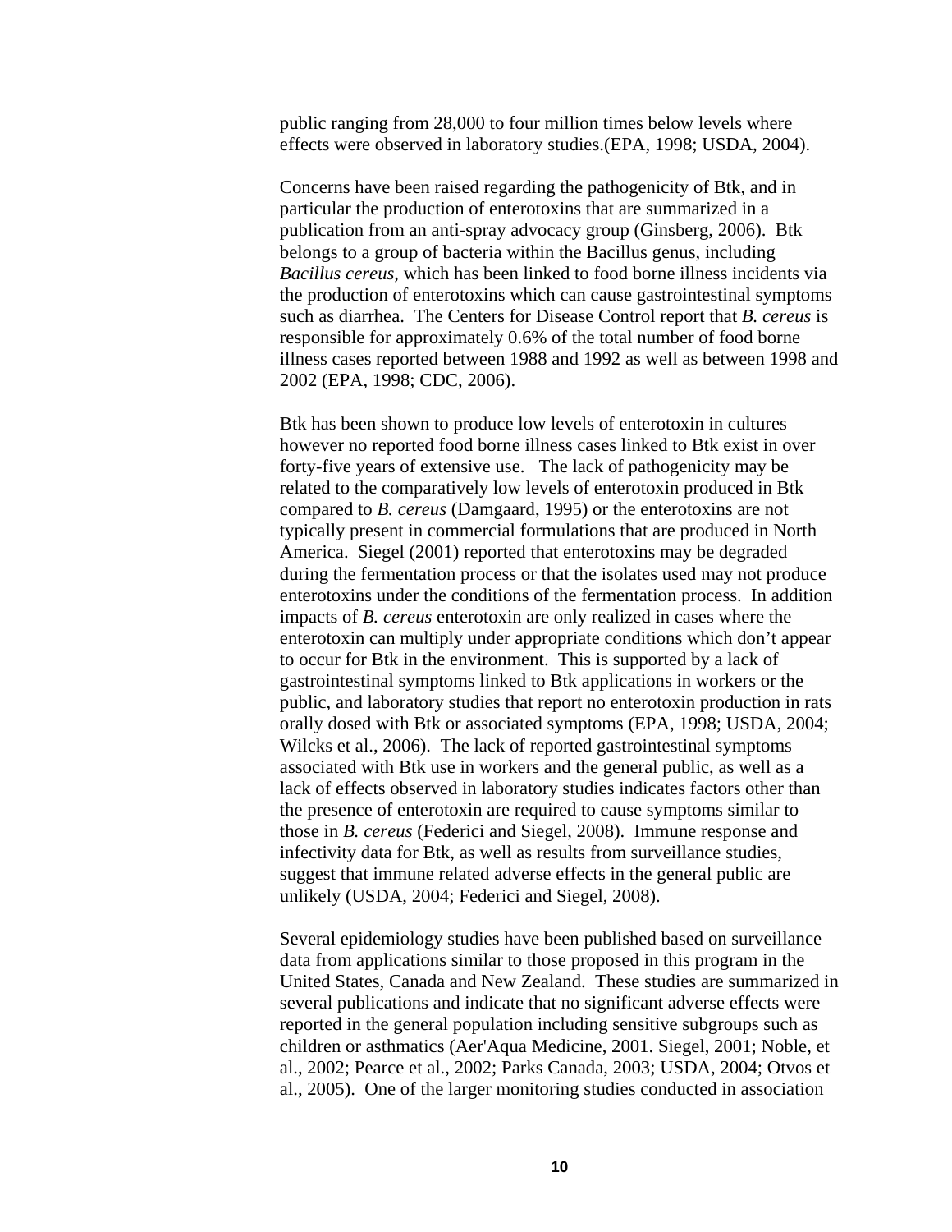public ranging from 28,000 to four million times below levels where effects were observed in laboratory studies.(EPA, 1998; USDA, 2004).

Concerns have been raised regarding the pathogenicity of Btk, and in particular the production of enterotoxins that are summarized in a publication from an anti-spray advocacy group (Ginsberg, 2006). Btk belongs to a group of bacteria within the Bacillus genus, including *Bacillus cereus*, which has been linked to food borne illness incidents via the production of enterotoxins which can cause gastrointestinal symptoms such as diarrhea. The Centers for Disease Control report that *B. cereus* is responsible for approximately 0.6% of the total number of food borne illness cases reported between 1988 and 1992 as well as between 1998 and 2002 (EPA, 1998; CDC, 2006).

Btk has been shown to produce low levels of enterotoxin in cultures however no reported food borne illness cases linked to Btk exist in over forty-five years of extensive use. The lack of pathogenicity may be related to the comparatively low levels of enterotoxin produced in Btk compared to *B. cereus* (Damgaard, 1995) or the enterotoxins are not typically present in commercial formulations that are produced in North America. Siegel (2001) reported that enterotoxins may be degraded during the fermentation process or that the isolates used may not produce enterotoxins under the conditions of the fermentation process. In addition impacts of *B. cereus* enterotoxin are only realized in cases where the enterotoxin can multiply under appropriate conditions which don't appear to occur for Btk in the environment. This is supported by a lack of gastrointestinal symptoms linked to Btk applications in workers or the public, and laboratory studies that report no enterotoxin production in rats orally dosed with Btk or associated symptoms (EPA, 1998; USDA, 2004; Wilcks et al., 2006). The lack of reported gastrointestinal symptoms associated with Btk use in workers and the general public, as well as a lack of effects observed in laboratory studies indicates factors other than the presence of enterotoxin are required to cause symptoms similar to those in *B. cereus* (Federici and Siegel, 2008). Immune response and infectivity data for Btk, as well as results from surveillance studies, suggest that immune related adverse effects in the general public are unlikely (USDA, 2004; Federici and Siegel, 2008).

Several epidemiology studies have been published based on surveillance data from applications similar to those proposed in this program in the United States, Canada and New Zealand. These studies are summarized in several publications and indicate that no significant adverse effects were reported in the general population including sensitive subgroups such as children or asthmatics (Aer'Aqua Medicine, 2001. Siegel, 2001; Noble, et al., 2002; Pearce et al., 2002; Parks Canada, 2003; USDA, 2004; Otvos et al., 2005). One of the larger monitoring studies conducted in association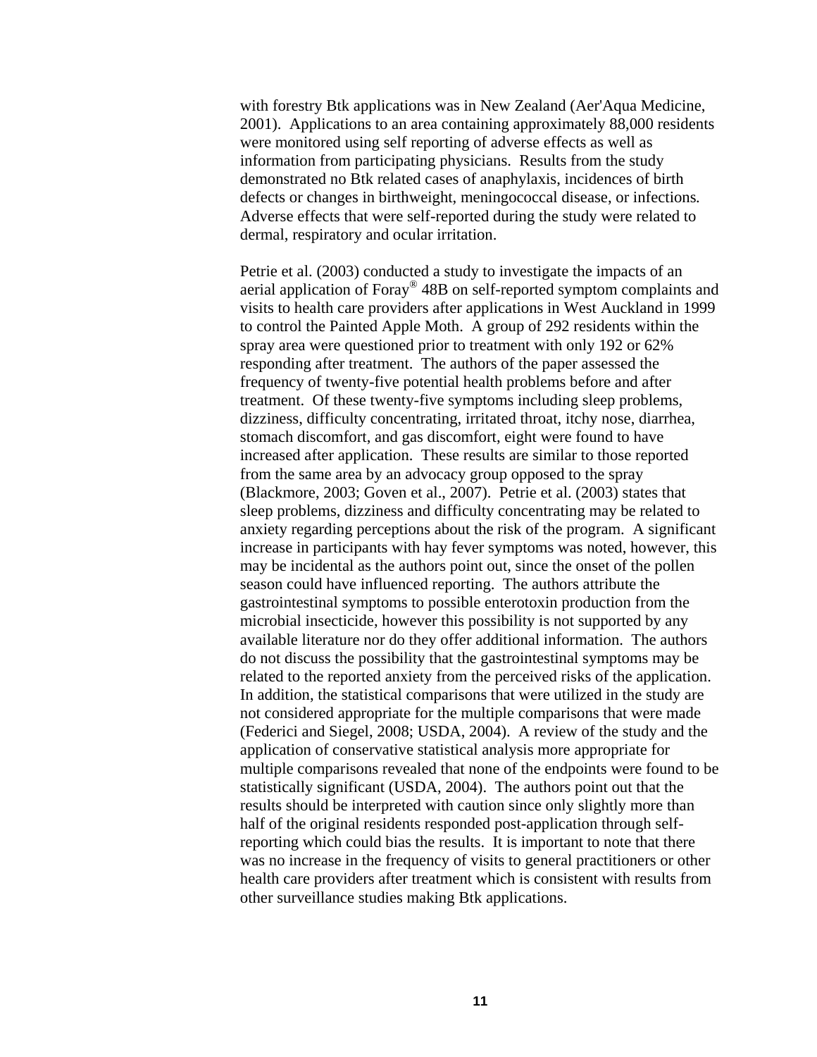with forestry Btk applications was in New Zealand (Aer'Aqua Medicine, 2001). Applications to an area containing approximately 88,000 residents were monitored using self reporting of adverse effects as well as information from participating physicians. Results from the study demonstrated no Btk related cases of anaphylaxis, incidences of birth defects or changes in birthweight, meningococcal disease, or infections. Adverse effects that were self-reported during the study were related to dermal, respiratory and ocular irritation.

Petrie et al. (2003) conducted a study to investigate the impacts of an aerial application of Foray® 48B on self-reported symptom complaints and visits to health care providers after applications in West Auckland in 1999 to control the Painted Apple Moth. A group of 292 residents within the spray area were questioned prior to treatment with only 192 or 62% responding after treatment. The authors of the paper assessed the frequency of twenty-five potential health problems before and after treatment. Of these twenty-five symptoms including sleep problems, dizziness, difficulty concentrating, irritated throat, itchy nose, diarrhea, stomach discomfort, and gas discomfort, eight were found to have increased after application. These results are similar to those reported from the same area by an advocacy group opposed to the spray (Blackmore, 2003; Goven et al., 2007). Petrie et al. (2003) states that sleep problems, dizziness and difficulty concentrating may be related to anxiety regarding perceptions about the risk of the program. A significant increase in participants with hay fever symptoms was noted, however, this may be incidental as the authors point out, since the onset of the pollen season could have influenced reporting. The authors attribute the gastrointestinal symptoms to possible enterotoxin production from the microbial insecticide, however this possibility is not supported by any available literature nor do they offer additional information. The authors do not discuss the possibility that the gastrointestinal symptoms may be related to the reported anxiety from the perceived risks of the application. In addition, the statistical comparisons that were utilized in the study are not considered appropriate for the multiple comparisons that were made (Federici and Siegel, 2008; USDA, 2004). A review of the study and the application of conservative statistical analysis more appropriate for multiple comparisons revealed that none of the endpoints were found to be statistically significant (USDA, 2004). The authors point out that the results should be interpreted with caution since only slightly more than half of the original residents responded post-application through self-reporting which could bias the results. It is important to note that there was no increase in the frequency of visits to general practitioners or other health care providers after treatment which is consistent with results from other surveillance studies making Btk applications.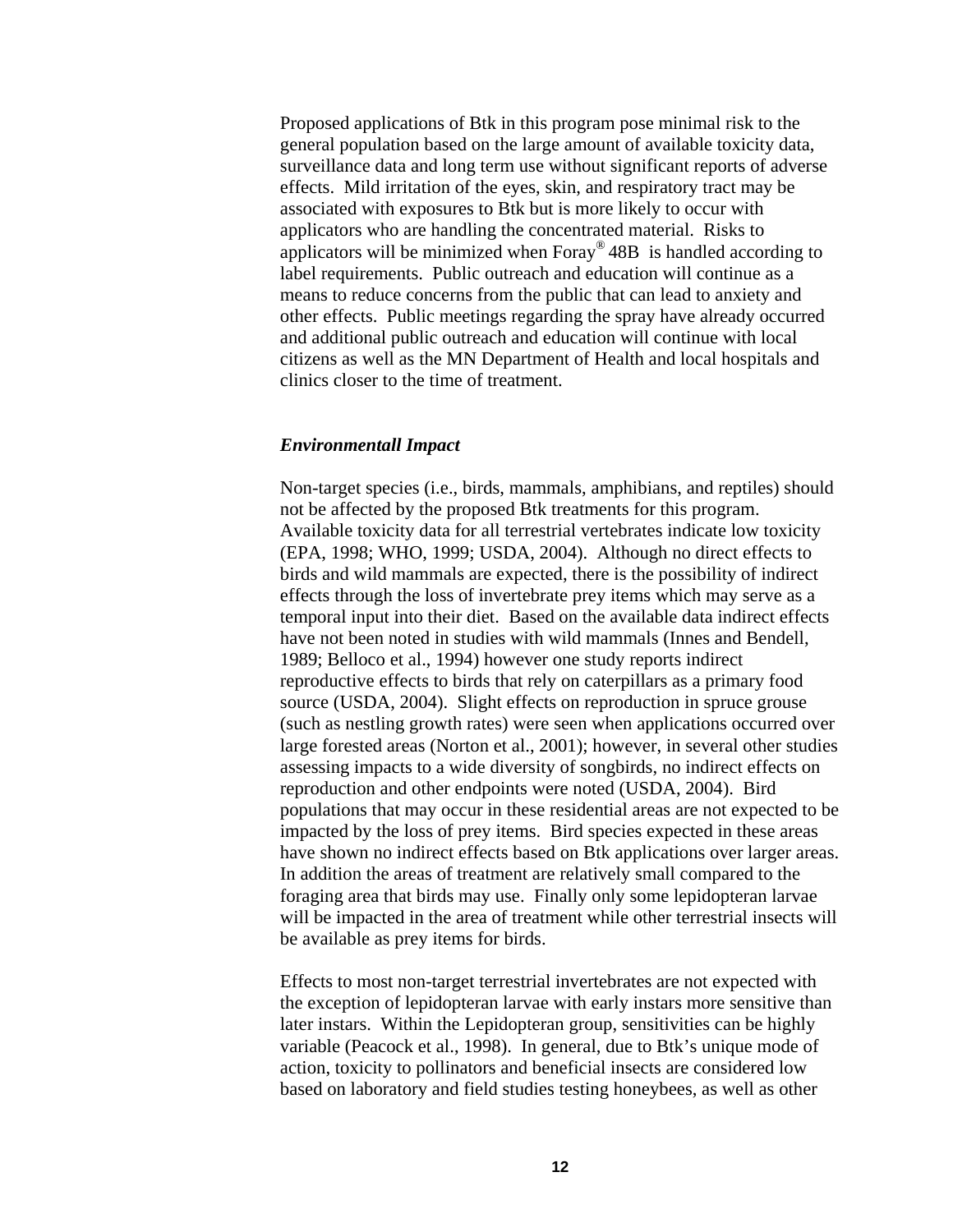Proposed applications of Btk in this program pose minimal risk to the general population based on the large amount of available toxicity data, surveillance data and long term use without significant reports of adverse effects. Mild irritation of the eyes, skin, and respiratory tract may be associated with exposures to Btk but is more likely to occur with applicators who are handling the concentrated material. Risks to applicators will be minimized when Foray® 48B is handled according to label requirements. Public outreach and education will continue as a means to reduce concerns from the public that can lead to anxiety and other effects. Public meetings regarding the spray have already occurred and additional public outreach and education will continue with local citizens as well as the MN Department of Health and local hospitals and clinics closer to the time of treatment.

### *Environmentall Impact*

Non-target species (i.e., birds, mammals, amphibians, and reptiles) should not be affected by the proposed Btk treatments for this program. Available toxicity data for all terrestrial vertebrates indicate low toxicity (EPA, 1998; WHO, 1999; USDA, 2004). Although no direct effects to birds and wild mammals are expected, there is the possibility of indirect effects through the loss of invertebrate prey items which may serve as a temporal input into their diet. Based on the available data indirect effects have not been noted in studies with wild mammals (Innes and Bendell, 1989; Belloco et al., 1994) however one study reports indirect reproductive effects to birds that rely on caterpillars as a primary food source (USDA, 2004). Slight effects on reproduction in spruce grouse (such as nestling growth rates) were seen when applications occurred over large forested areas (Norton et al., 2001); however, in several other studies assessing impacts to a wide diversity of songbirds, no indirect effects on reproduction and other endpoints were noted (USDA, 2004). Bird populations that may occur in these residential areas are not expected to be impacted by the loss of prey items. Bird species expected in these areas have shown no indirect effects based on Btk applications over larger areas. In addition the areas of treatment are relatively small compared to the foraging area that birds may use. Finally only some lepidopteran larvae will be impacted in the area of treatment while other terrestrial insects will be available as prey items for birds.

Effects to most non-target terrestrial invertebrates are not expected with the exception of lepidopteran larvae with early instars more sensitive than later instars. Within the Lepidopteran group, sensitivities can be highly variable (Peacock et al., 1998). In general, due to Btk's unique mode of action, toxicity to pollinators and beneficial insects are considered low based on laboratory and field studies testing honeybees, as well as other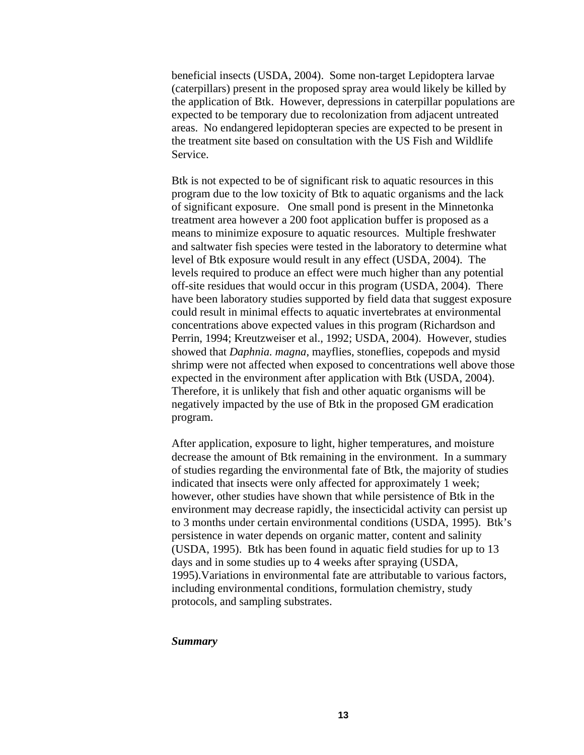beneficial insects (USDA, 2004). Some non-target Lepidoptera larvae (caterpillars) present in the proposed spray area would likely be killed by the application of Btk. However, depressions in caterpillar populations are expected to be temporary due to recolonization from adjacent untreated areas. No endangered lepidopteran species are expected to be present in the treatment site based on consultation with the US Fish and Wildlife Service.

Btk is not expected to be of significant risk to aquatic resources in this program due to the low toxicity of Btk to aquatic organisms and the lack of significant exposure. One small pond is present in the Minnetonka treatment area however a 200 foot application buffer is proposed as a means to minimize exposure to aquatic resources. Multiple freshwater and saltwater fish species were tested in the laboratory to determine what level of Btk exposure would result in any effect (USDA, 2004). The levels required to produce an effect were much higher than any potential off-site residues that would occur in this program (USDA, 2004). There have been laboratory studies supported by field data that suggest exposure could result in minimal effects to aquatic invertebrates at environmental concentrations above expected values in this program (Richardson and Perrin, 1994; Kreutzweiser et al., 1992; USDA, 2004). However, studies showed that *Daphnia. magna*, mayflies, stoneflies, copepods and mysid shrimp were not affected when exposed to concentrations well above those expected in the environment after application with Btk (USDA, 2004). Therefore, it is unlikely that fish and other aquatic organisms will be negatively impacted by the use of Btk in the proposed GM eradication program.

After application, exposure to light, higher temperatures, and moisture decrease the amount of Btk remaining in the environment. In a summary of studies regarding the environmental fate of Btk, the majority of studies indicated that insects were only affected for approximately 1 week; however, other studies have shown that while persistence of Btk in the environment may decrease rapidly, the insecticidal activity can persist up to 3 months under certain environmental conditions (USDA, 1995). Btk's persistence in water depends on organic matter, content and salinity (USDA, 1995). Btk has been found in aquatic field studies for up to 13 days and in some studies up to 4 weeks after spraying (USDA, 1995).Variations in environmental fate are attributable to various factors, including environmental conditions, formulation chemistry, study protocols, and sampling substrates.

***Summary***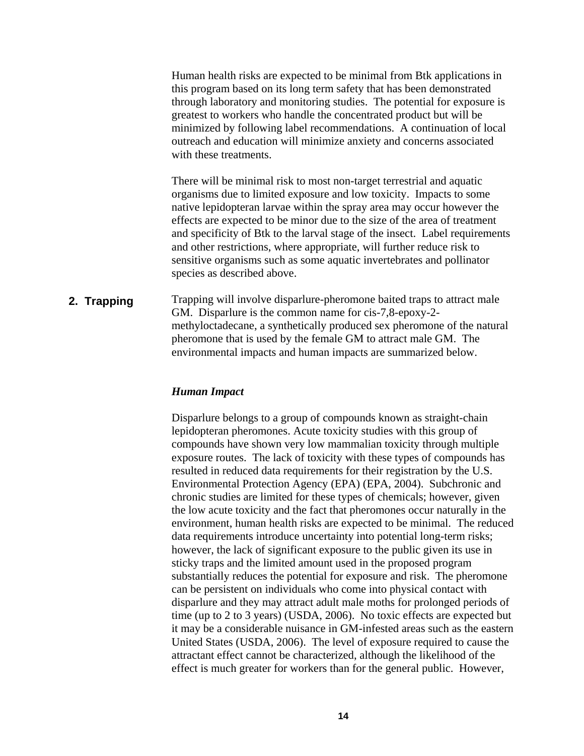Human health risks are expected to be minimal from Btk applications in this program based on its long term safety that has been demonstrated through laboratory and monitoring studies. The potential for exposure is greatest to workers who handle the concentrated product but will be minimized by following label recommendations. A continuation of local outreach and education will minimize anxiety and concerns associated with these treatments.

There will be minimal risk to most non-target terrestrial and aquatic organisms due to limited exposure and low toxicity. Impacts to some native lepidopteran larvae within the spray area may occur however the effects are expected to be minor due to the size of the area of treatment and specificity of Btk to the larval stage of the insect. Label requirements and other restrictions, where appropriate, will further reduce risk to sensitive organisms such as some aquatic invertebrates and pollinator species as described above.

## 2. Trapping

Trapping will involve disparlure-pheromone baited traps to attract male GM. Disparlure is the common name for cis-7,8-epoxy-2-methyloctadecane, a synthetically produced sex pheromone of the natural pheromone that is used by the female GM to attract male GM. The environmental impacts and human impacts are summarized below.

### *Human Impact*

Disparlure belongs to a group of compounds known as straight-chain lepidopteran pheromones. Acute toxicity studies with this group of compounds have shown very low mammalian toxicity through multiple exposure routes. The lack of toxicity with these types of compounds has resulted in reduced data requirements for their registration by the U.S. Environmental Protection Agency (EPA) (EPA, 2004). Subchronic and chronic studies are limited for these types of chemicals; however, given the low acute toxicity and the fact that pheromones occur naturally in the environment, human health risks are expected to be minimal. The reduced data requirements introduce uncertainty into potential long-term risks; however, the lack of significant exposure to the public given its use in sticky traps and the limited amount used in the proposed program substantially reduces the potential for exposure and risk. The pheromone can be persistent on individuals who come into physical contact with disparlure and they may attract adult male moths for prolonged periods of time (up to 2 to 3 years) (USDA, 2006). No toxic effects are expected but it may be a considerable nuisance in GM-infested areas such as the eastern United States (USDA, 2006). The level of exposure required to cause the attractant effect cannot be characterized, although the likelihood of the effect is much greater for workers than for the general public. However,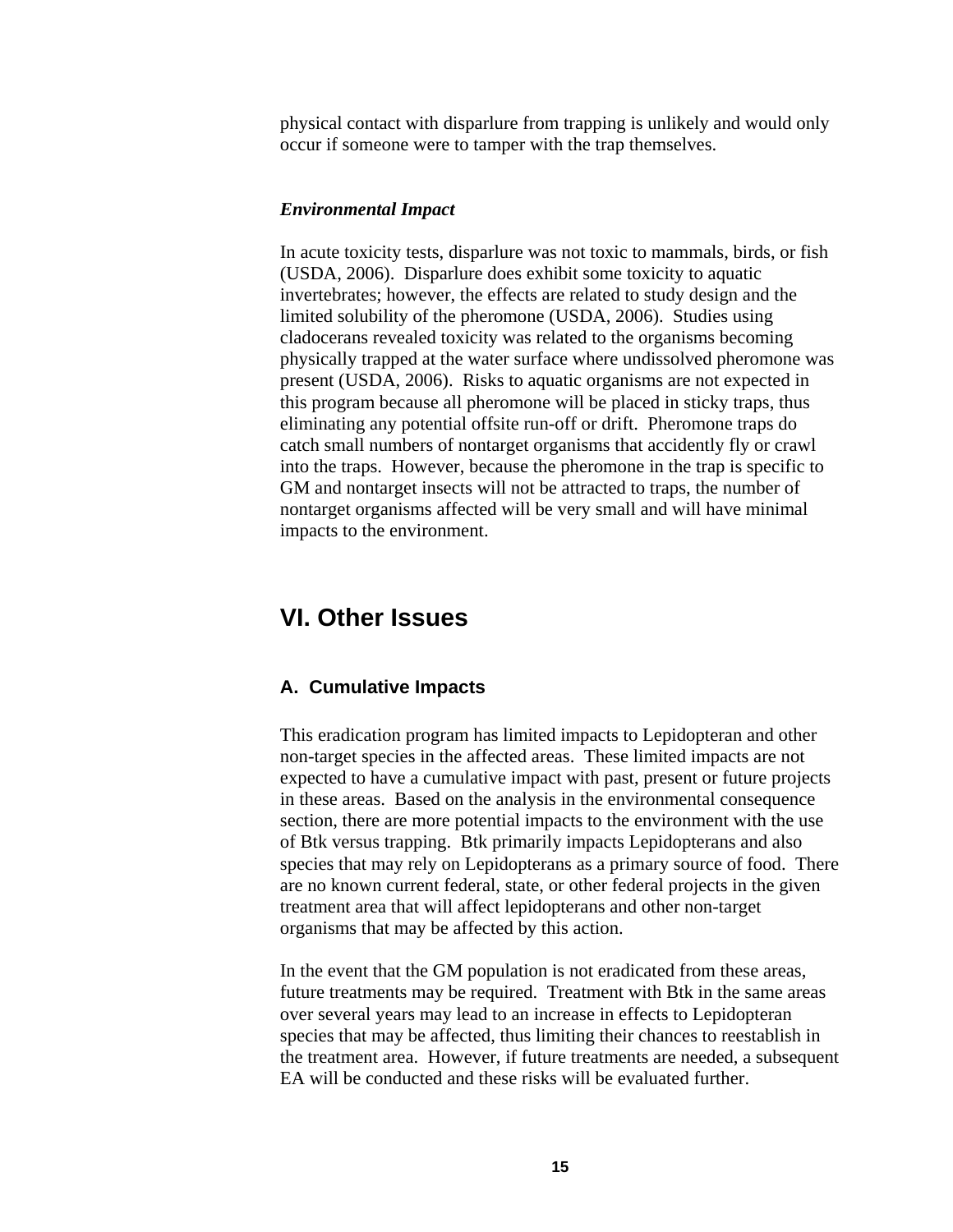physical contact with disparlure from trapping is unlikely and would only occur if someone were to tamper with the trap themselves.

***Environmental Impact***

In acute toxicity tests, disparlure was not toxic to mammals, birds, or fish (USDA, 2006). Disparlure does exhibit some toxicity to aquatic invertebrates; however, the effects are related to study design and the limited solubility of the pheromone (USDA, 2006). Studies using cladocerans revealed toxicity was related to the organisms becoming physically trapped at the water surface where undissolved pheromone was present (USDA, 2006). Risks to aquatic organisms are not expected in this program because all pheromone will be placed in sticky traps, thus eliminating any potential offsite run-off or drift. Pheromone traps do catch small numbers of nontarget organisms that accidently fly or crawl into the traps. However, because the pheromone in the trap is specific to GM and nontarget insects will not be attracted to traps, the number of nontarget organisms affected will be very small and will have minimal impacts to the environment.

# VI. Other Issues

## A. Cumulative Impacts

This eradication program has limited impacts to Lepidopteran and other non-target species in the affected areas. These limited impacts are not expected to have a cumulative impact with past, present or future projects in these areas. Based on the analysis in the environmental consequence section, there are more potential impacts to the environment with the use of Btk versus trapping. Btk primarily impacts Lepidopterans and also species that may rely on Lepidopterans as a primary source of food. There are no known current federal, state, or other federal projects in the given treatment area that will affect lepidopterans and other non-target organisms that may be affected by this action.

In the event that the GM population is not eradicated from these areas, future treatments may be required. Treatment with Btk in the same areas over several years may lead to an increase in effects to Lepidopteran species that may be affected, thus limiting their chances to reestablish in the treatment area. However, if future treatments are needed, a subsequent EA will be conducted and these risks will be evaluated further.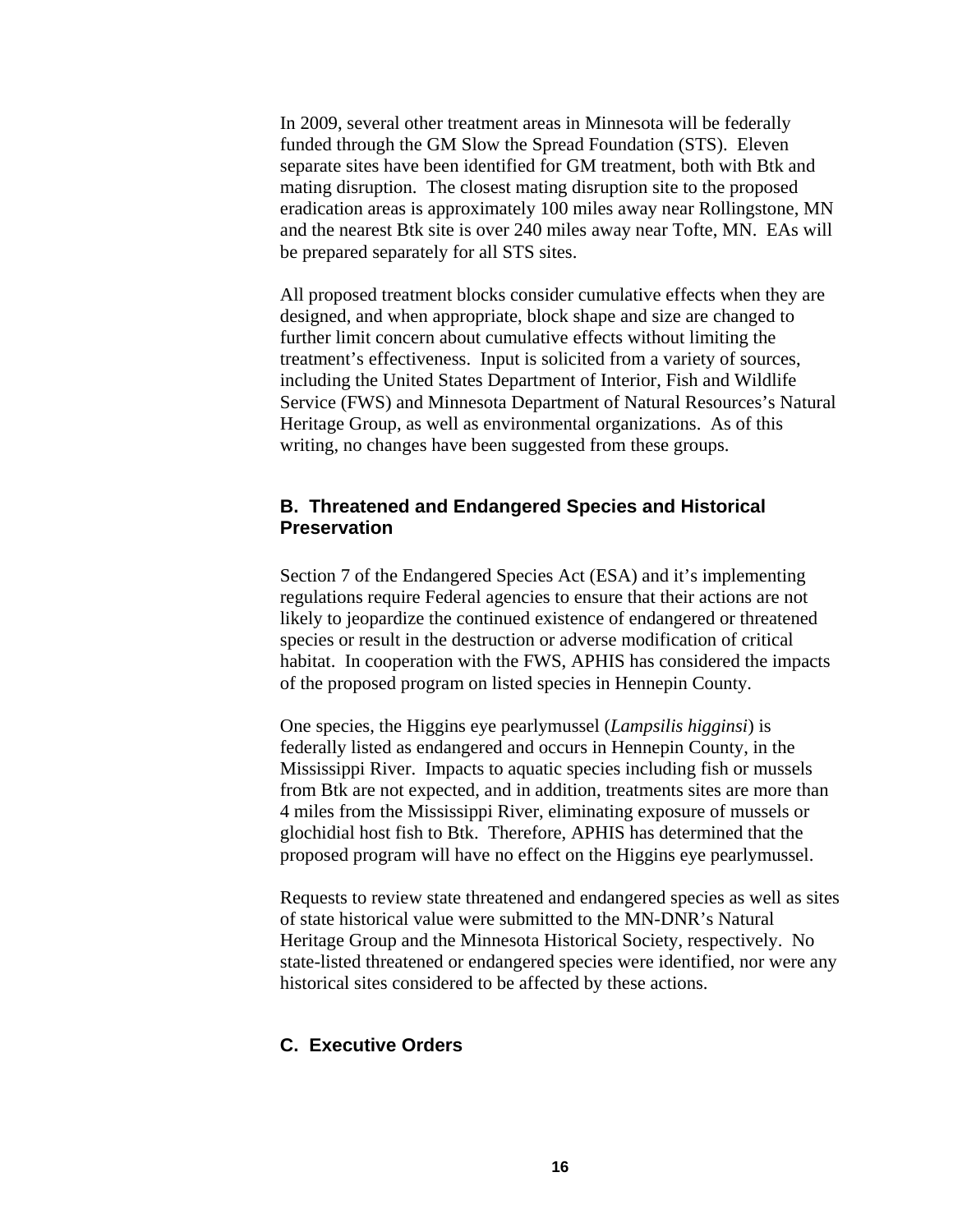In 2009, several other treatment areas in Minnesota will be federally funded through the GM Slow the Spread Foundation (STS). Eleven separate sites have been identified for GM treatment, both with Btk and mating disruption. The closest mating disruption site to the proposed eradication areas is approximately 100 miles away near Rollingstone, MN and the nearest Btk site is over 240 miles away near Tofte, MN. EAs will be prepared separately for all STS sites.

All proposed treatment blocks consider cumulative effects when they are designed, and when appropriate, block shape and size are changed to further limit concern about cumulative effects without limiting the treatment's effectiveness. Input is solicited from a variety of sources, including the United States Department of Interior, Fish and Wildlife Service (FWS) and Minnesota Department of Natural Resources's Natural Heritage Group, as well as environmental organizations. As of this writing, no changes have been suggested from these groups.

## B. Threatened and Endangered Species and Historical Preservation

Section 7 of the Endangered Species Act (ESA) and it's implementing regulations require Federal agencies to ensure that their actions are not likely to jeopardize the continued existence of endangered or threatened species or result in the destruction or adverse modification of critical habitat. In cooperation with the FWS, APHIS has considered the impacts of the proposed program on listed species in Hennepin County.

One species, the Higgins eye pearlymussel (*Lampsilis higginsi*) is federally listed as endangered and occurs in Hennepin County, in the Mississippi River. Impacts to aquatic species including fish or mussels from Btk are not expected, and in addition, treatments sites are more than 4 miles from the Mississippi River, eliminating exposure of mussels or glochidial host fish to Btk. Therefore, APHIS has determined that the proposed program will have no effect on the Higgins eye pearlymussel.

Requests to review state threatened and endangered species as well as sites of state historical value were submitted to the MN-DNR's Natural Heritage Group and the Minnesota Historical Society, respectively. No state-listed threatened or endangered species were identified, nor were any historical sites considered to be affected by these actions.

## C. Executive Orders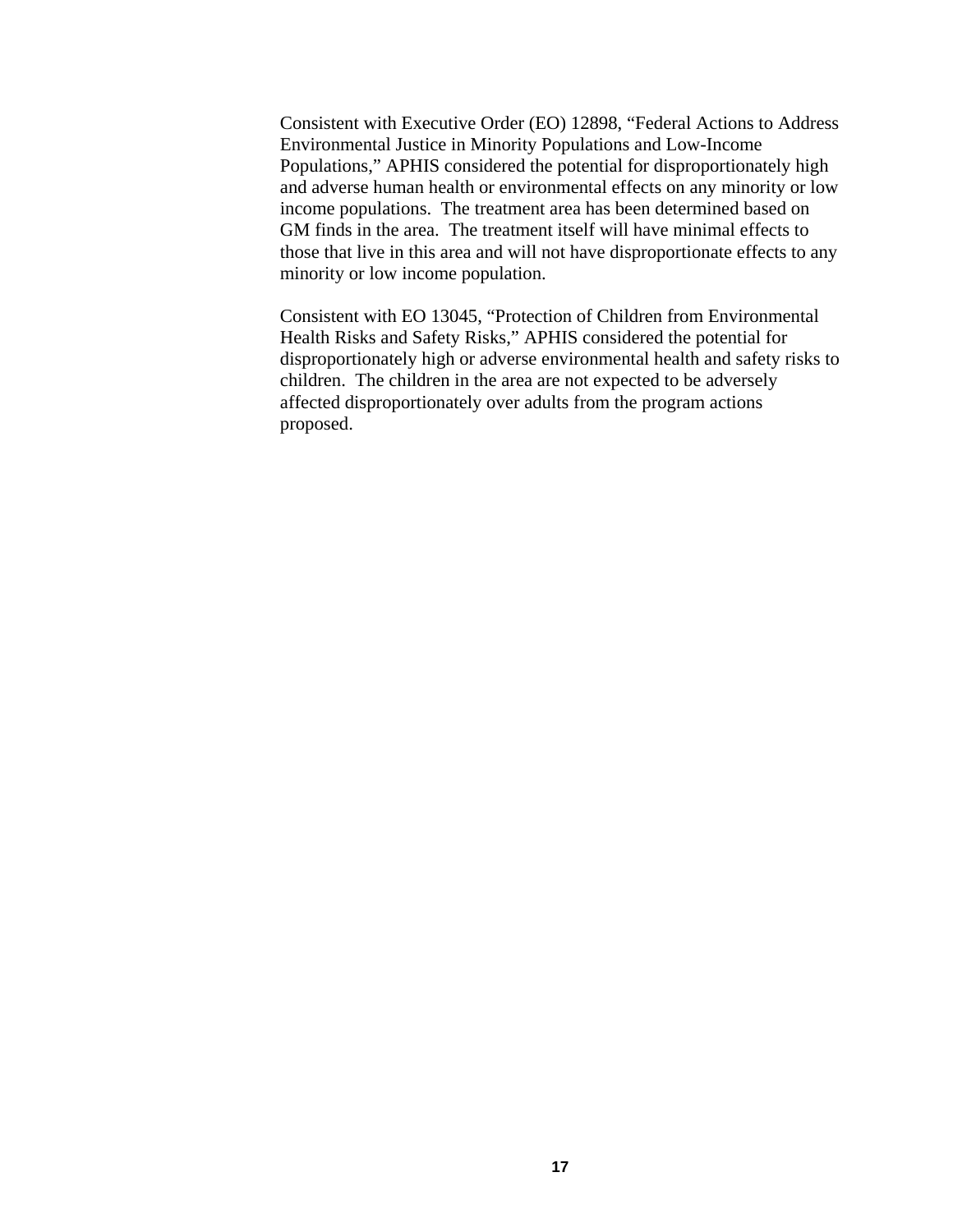Consistent with Executive Order (EO) 12898, "Federal Actions to Address Environmental Justice in Minority Populations and Low-Income Populations," APHIS considered the potential for disproportionately high and adverse human health or environmental effects on any minority or low income populations. The treatment area has been determined based on GM finds in the area. The treatment itself will have minimal effects to those that live in this area and will not have disproportionate effects to any minority or low income population.

Consistent with EO 13045, "Protection of Children from Environmental Health Risks and Safety Risks," APHIS considered the potential for disproportionately high or adverse environmental health and safety risks to children. The children in the area are not expected to be adversely affected disproportionately over adults from the program actions proposed.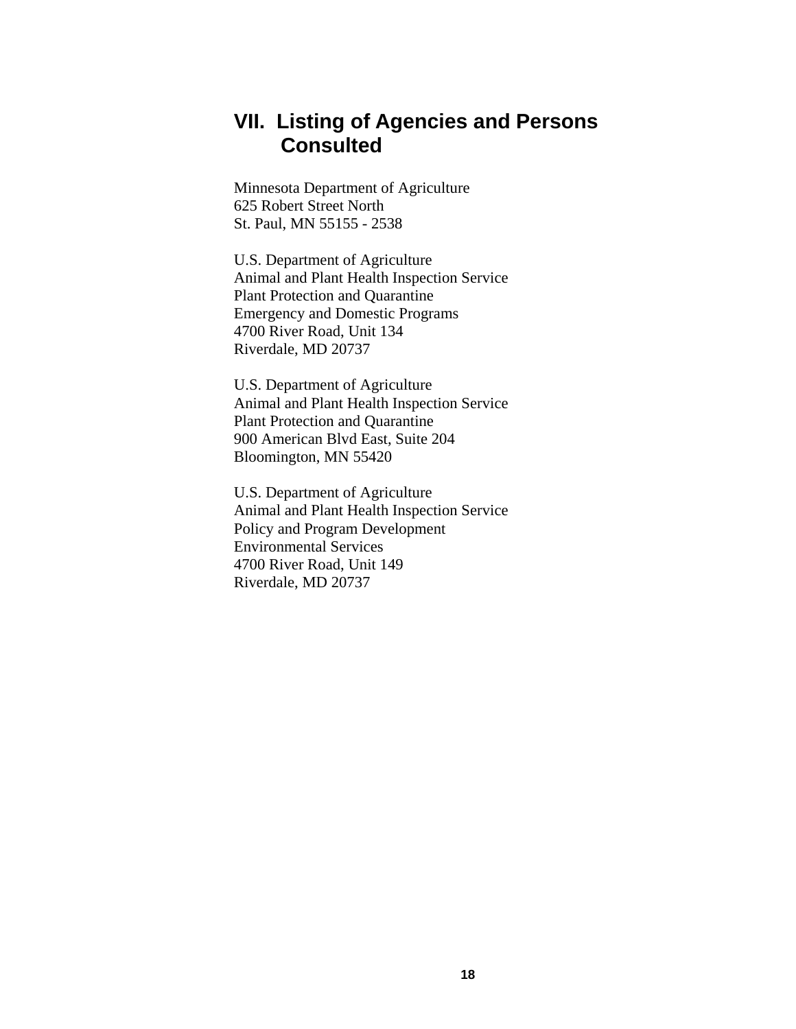## VII. Listing of Agencies and Persons Consulted

Minnesota Department of Agriculture
625 Robert Street North
St. Paul, MN 55155 - 2538

U.S. Department of Agriculture
Animal and Plant Health Inspection Service
Plant Protection and Quarantine
Emergency and Domestic Programs
4700 River Road, Unit 134
Riverdale, MD 20737

U.S. Department of Agriculture
Animal and Plant Health Inspection Service
Plant Protection and Quarantine
900 American Blvd East, Suite 204
Bloomington, MN 55420

U.S. Department of Agriculture
Animal and Plant Health Inspection Service
Policy and Program Development
Environmental Services
4700 River Road, Unit 149
Riverdale, MD 20737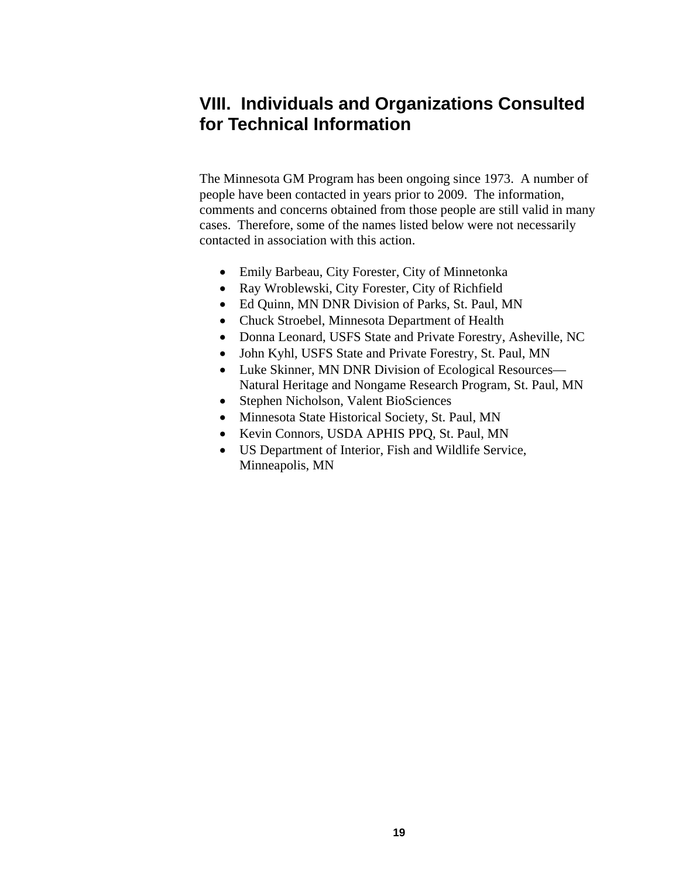## VIII. Individuals and Organizations Consulted for Technical Information

The Minnesota GM Program has been ongoing since 1973. A number of people have been contacted in years prior to 2009. The information, comments and concerns obtained from those people are still valid in many cases. Therefore, some of the names listed below were not necessarily contacted in association with this action.

- Emily Barbeau, City Forester, City of Minnetonka
- Ray Wroblewski, City Forester, City of Richfield
- Ed Quinn, MN DNR Division of Parks, St. Paul, MN
- Chuck Stroebel, Minnesota Department of Health
- Donna Leonard, USFS State and Private Forestry, Asheville, NC
- John Kyhl, USFS State and Private Forestry, St. Paul, MN
- Luke Skinner, MN DNR Division of Ecological Resources—Natural Heritage and Nongame Research Program, St. Paul, MN
- Stephen Nicholson, Valent BioSciences
- Minnesota State Historical Society, St. Paul, MN
- Kevin Connors, USDA APHIS PPQ, St. Paul, MN
- US Department of Interior, Fish and Wildlife Service, Minneapolis, MN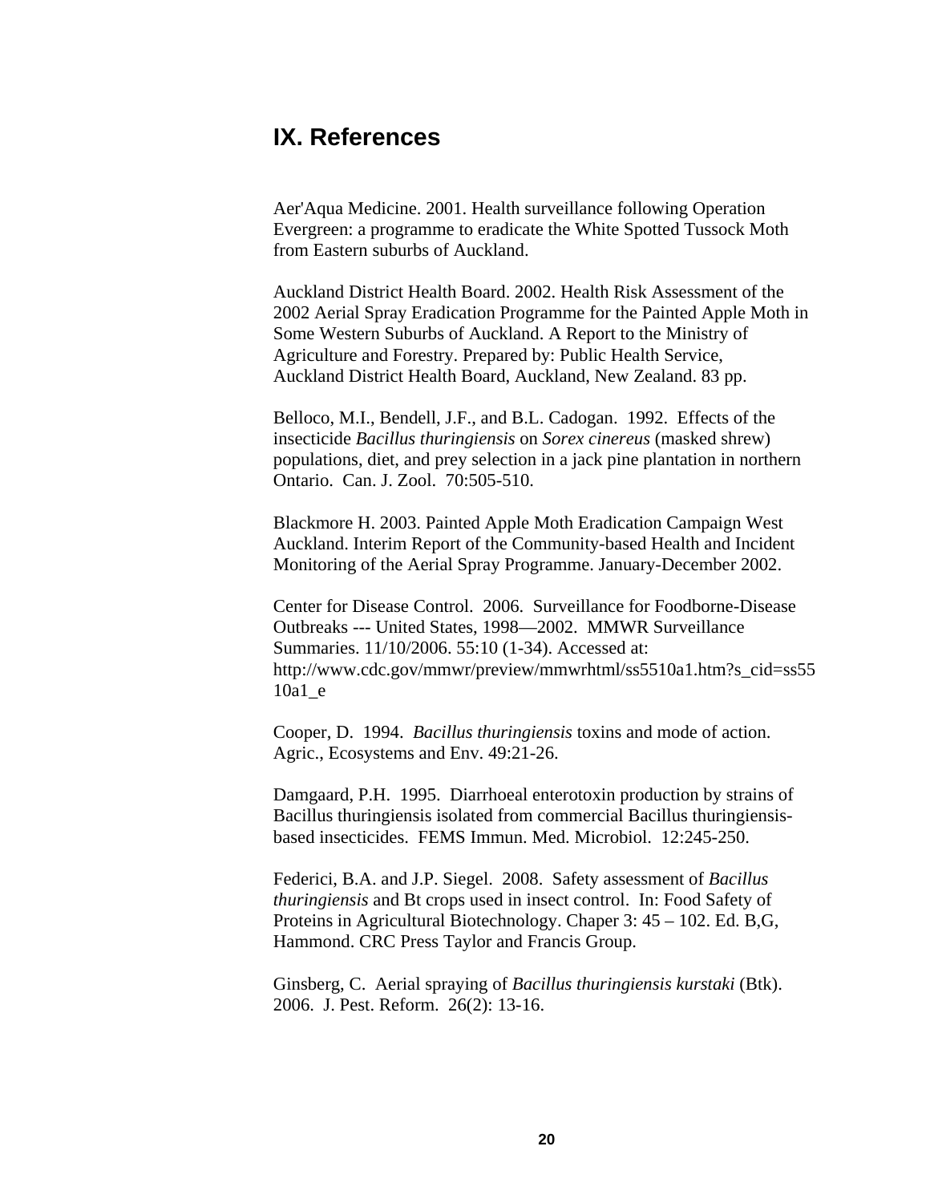# IX. References

Aer'Aqua Medicine. 2001. Health surveillance following Operation Evergreen: a programme to eradicate the White Spotted Tussock Moth from Eastern suburbs of Auckland.

Auckland District Health Board. 2002. Health Risk Assessment of the 2002 Aerial Spray Eradication Programme for the Painted Apple Moth in Some Western Suburbs of Auckland. A Report to the Ministry of Agriculture and Forestry. Prepared by: Public Health Service, Auckland District Health Board, Auckland, New Zealand. 83 pp.

Belloco, M.I., Bendell, J.F., and B.L. Cadogan. 1992. Effects of the insecticide *Bacillus thuringiensis* on *Sorex cinereus* (masked shrew) populations, diet, and prey selection in a jack pine plantation in northern Ontario. Can. J. Zool. 70:505-510.

Blackmore H. 2003. Painted Apple Moth Eradication Campaign West Auckland. Interim Report of the Community-based Health and Incident Monitoring of the Aerial Spray Programme. January-December 2002.

Center for Disease Control. 2006. Surveillance for Foodborne-Disease Outbreaks --- United States, 1998—2002. MMWR Surveillance Summaries. 11/10/2006. 55:10 (1-34). Accessed at: http://www.cdc.gov/mmwr/preview/mmwrhtml/ss5510a1.htm?s_cid=ss5510a1_e

Cooper, D. 1994. *Bacillus thuringiensis* toxins and mode of action. Agric., Ecosystems and Env. 49:21-26.

Damgaard, P.H. 1995. Diarrhoeal enterotoxin production by strains of Bacillus thuringiensis isolated from commercial Bacillus thuringiensis-based insecticides. FEMS Immun. Med. Microbiol. 12:245-250.

Federici, B.A. and J.P. Siegel. 2008. Safety assessment of *Bacillus thuringiensis* and Bt crops used in insect control. In: Food Safety of Proteins in Agricultural Biotechnology. Chaper 3: 45 – 102. Ed. B,G, Hammond. CRC Press Taylor and Francis Group.

Ginsberg, C. Aerial spraying of *Bacillus thuringiensis kurstaki* (Btk). 2006. J. Pest. Reform. 26(2): 13-16.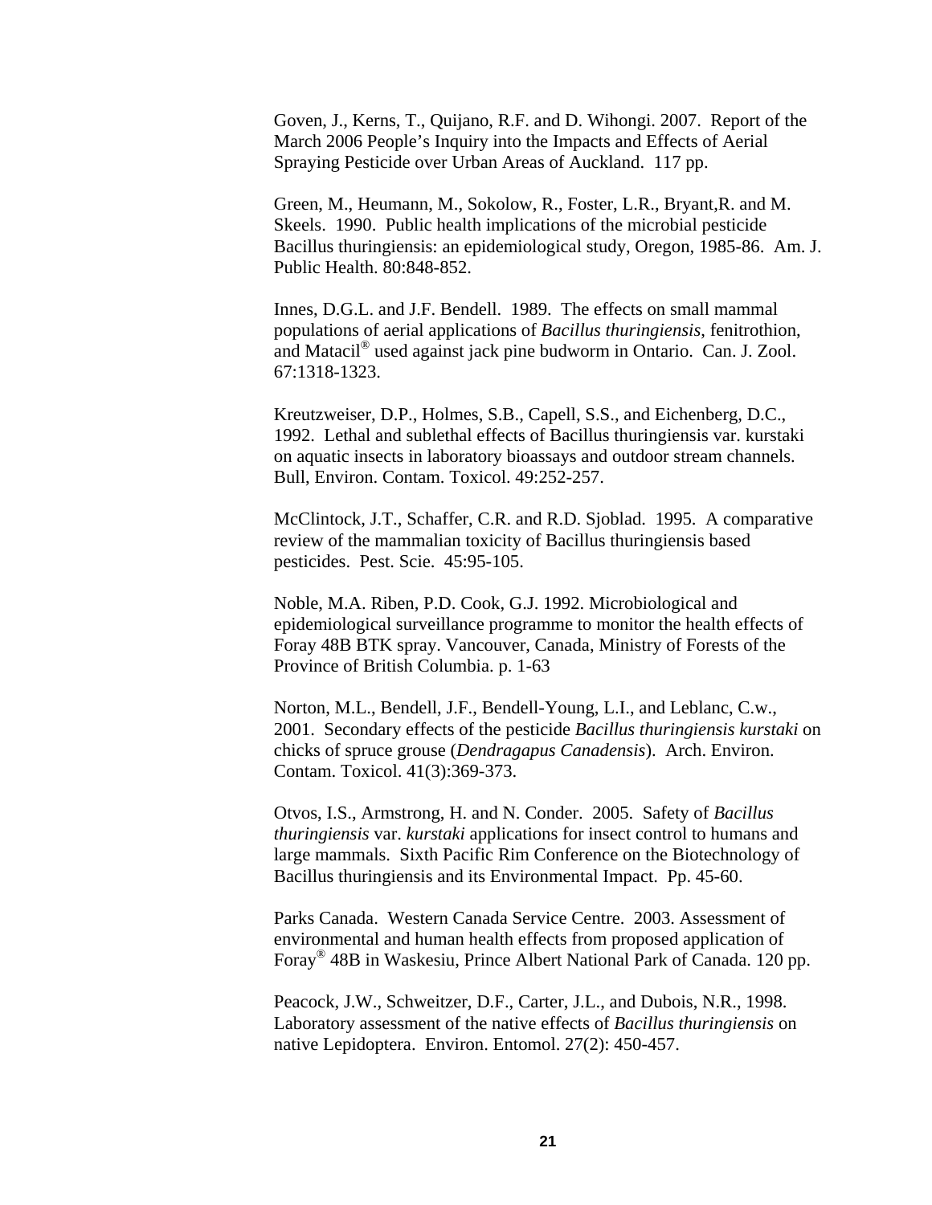Goven, J., Kerns, T., Quijano, R.F. and D. Wihongi. 2007. Report of the March 2006 People's Inquiry into the Impacts and Effects of Aerial Spraying Pesticide over Urban Areas of Auckland. 117 pp.

Green, M., Heumann, M., Sokolow, R., Foster, L.R., Bryant,R. and M. Skeels. 1990. Public health implications of the microbial pesticide Bacillus thuringiensis: an epidemiological study, Oregon, 1985-86. Am. J. Public Health. 80:848-852.

Innes, D.G.L. and J.F. Bendell. 1989. The effects on small mammal populations of aerial applications of *Bacillus thuringiensis*, fenitrothion, and Matacil® used against jack pine budworm in Ontario. Can. J. Zool. 67:1318-1323.

Kreutzweiser, D.P., Holmes, S.B., Capell, S.S., and Eichenberg, D.C., 1992. Lethal and sublethal effects of Bacillus thuringiensis var. kurstaki on aquatic insects in laboratory bioassays and outdoor stream channels. Bull, Environ. Contam. Toxicol. 49:252-257.

McClintock, J.T., Schaffer, C.R. and R.D. Sjoblad. 1995. A comparative review of the mammalian toxicity of Bacillus thuringiensis based pesticides. Pest. Scie. 45:95-105.

Noble, M.A. Riben, P.D. Cook, G.J. 1992. Microbiological and epidemiological surveillance programme to monitor the health effects of Foray 48B BTK spray. Vancouver, Canada, Ministry of Forests of the Province of British Columbia. p. 1-63

Norton, M.L., Bendell, J.F., Bendell-Young, L.I., and Leblanc, C.w., 2001. Secondary effects of the pesticide *Bacillus thuringiensis kurstaki* on chicks of spruce grouse (*Dendragapus Canadensis*). Arch. Environ. Contam. Toxicol. 41(3):369-373.

Otvos, I.S., Armstrong, H. and N. Conder. 2005. Safety of *Bacillus thuringiensis* var. *kurstaki* applications for insect control to humans and large mammals. Sixth Pacific Rim Conference on the Biotechnology of Bacillus thuringiensis and its Environmental Impact. Pp. 45-60.

Parks Canada. Western Canada Service Centre. 2003. Assessment of environmental and human health effects from proposed application of Foray® 48B in Waskesiu, Prince Albert National Park of Canada. 120 pp.

Peacock, J.W., Schweitzer, D.F., Carter, J.L., and Dubois, N.R., 1998. Laboratory assessment of the native effects of *Bacillus thuringiensis* on native Lepidoptera. Environ. Entomol. 27(2): 450-457.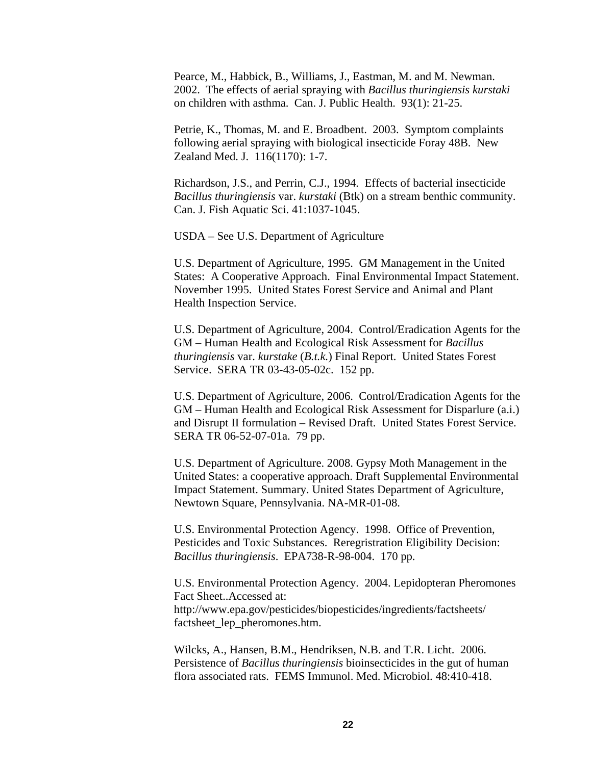Pearce, M., Habbick, B., Williams, J., Eastman, M. and M. Newman. 2002. The effects of aerial spraying with *Bacillus thuringiensis kurstaki* on children with asthma. Can. J. Public Health. 93(1): 21-25.

Petrie, K., Thomas, M. and E. Broadbent. 2003. Symptom complaints following aerial spraying with biological insecticide Foray 48B. New Zealand Med. J. 116(1170): 1-7.

Richardson, J.S., and Perrin, C.J., 1994. Effects of bacterial insecticide *Bacillus thuringiensis* var. *kurstaki* (Btk) on a stream benthic community. Can. J. Fish Aquatic Sci. 41:1037-1045.

USDA – See U.S. Department of Agriculture

U.S. Department of Agriculture, 1995. GM Management in the United States: A Cooperative Approach. Final Environmental Impact Statement. November 1995. United States Forest Service and Animal and Plant Health Inspection Service.

U.S. Department of Agriculture, 2004. Control/Eradication Agents for the GM – Human Health and Ecological Risk Assessment for *Bacillus thuringiensis* var. *kurstake* (*B.t.k.*) Final Report. United States Forest Service. SERA TR 03-43-05-02c. 152 pp.

U.S. Department of Agriculture, 2006. Control/Eradication Agents for the GM – Human Health and Ecological Risk Assessment for Disparlure (a.i.) and Disrupt II formulation – Revised Draft. United States Forest Service. SERA TR 06-52-07-01a. 79 pp.

U.S. Department of Agriculture. 2008. Gypsy Moth Management in the United States: a cooperative approach. Draft Supplemental Environmental Impact Statement. Summary. United States Department of Agriculture, Newtown Square, Pennsylvania. NA-MR-01-08.

U.S. Environmental Protection Agency. 1998. Office of Prevention, Pesticides and Toxic Substances. Reregistration Eligibility Decision: *Bacillus thuringiensis*. EPA738-R-98-004. 170 pp.

U.S. Environmental Protection Agency. 2004. Lepidopteran Pheromones Fact Sheet..Accessed at: http://www.epa.gov/pesticides/biopesticides/ingredients/factsheets/factsheet_lep_pheromones.htm.

Wilcks, A., Hansen, B.M., Hendriksen, N.B. and T.R. Licht. 2006. Persistence of *Bacillus thuringiensis* bioinsecticides in the gut of human flora associated rats. FEMS Immunol. Med. Microbiol. 48:410-418.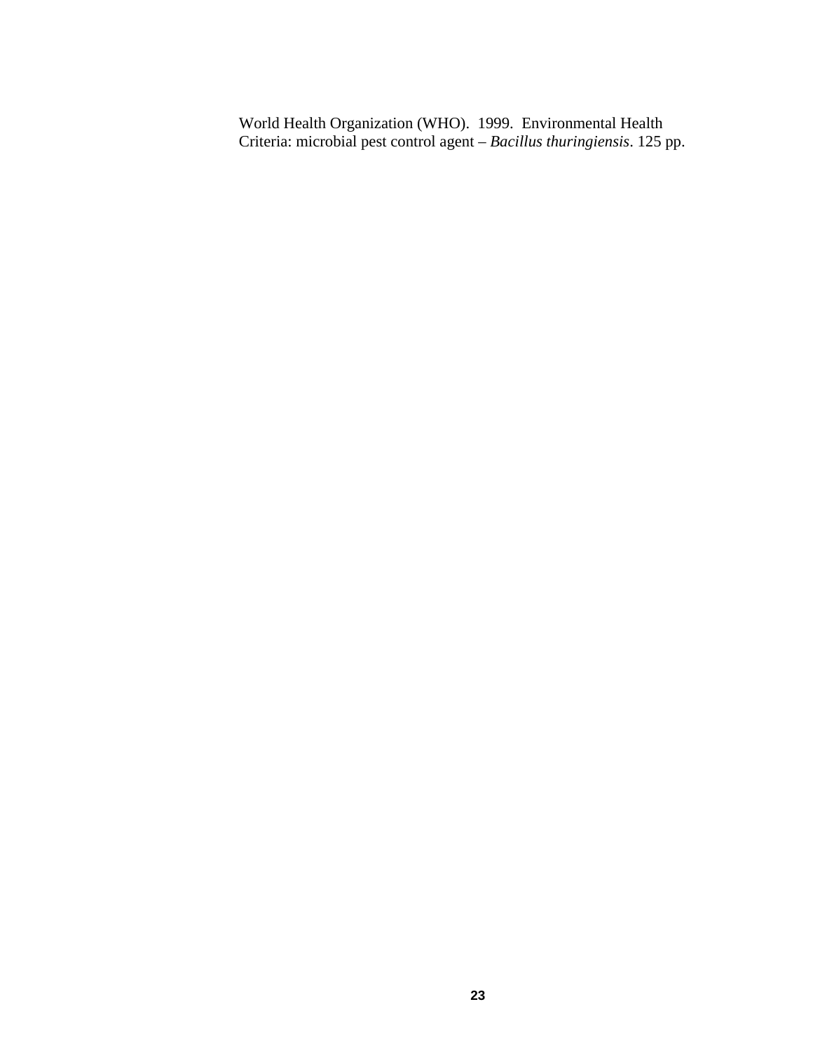World Health Organization (WHO). 1999. Environmental Health Criteria: microbial pest control agent – *Bacillus thuringiensis*. 125 pp.